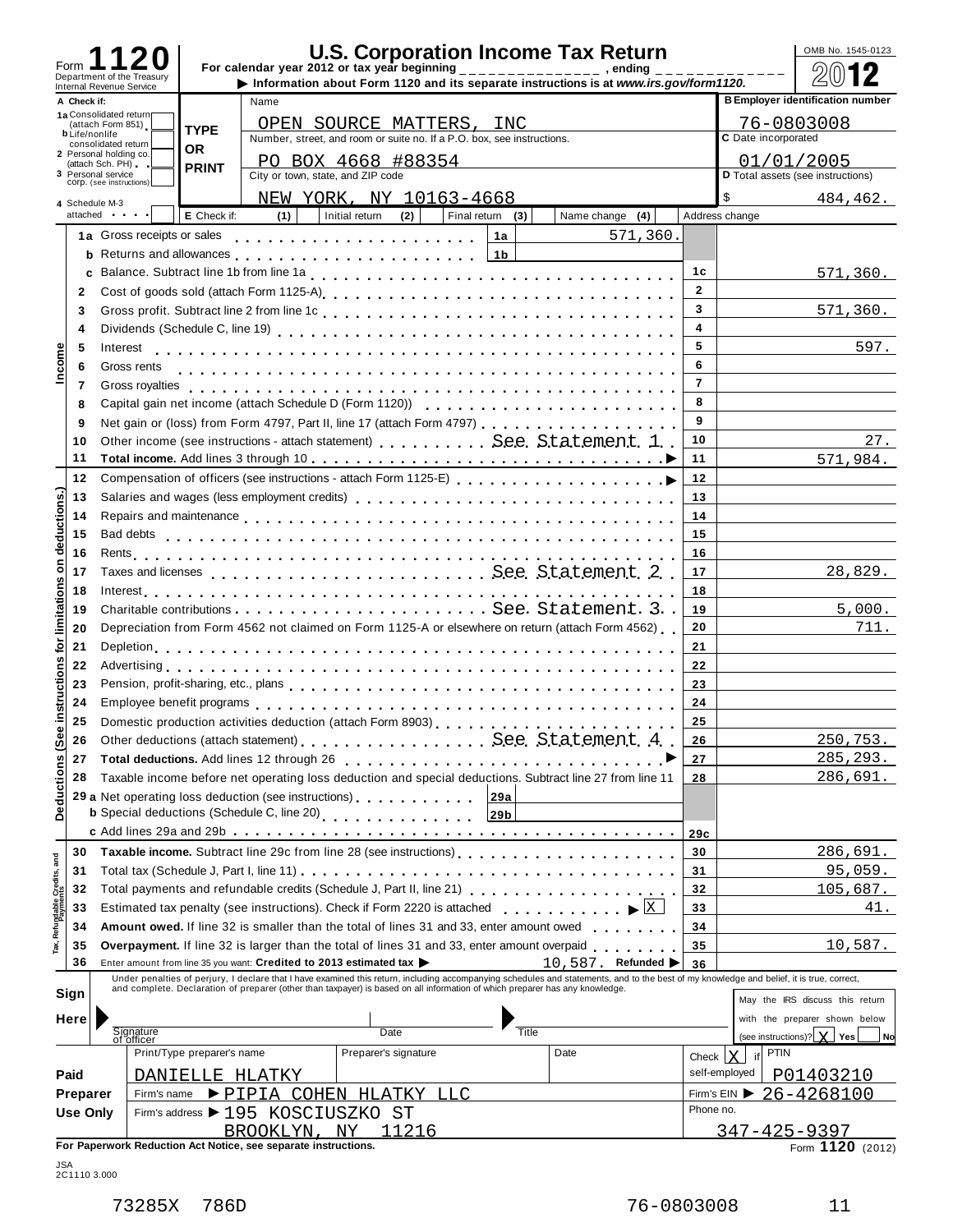# Form 1120 — U.S. Corporation Income Tax Return

Department of the Treasury
Internal Revenue Service

For calendar year 2012 or tax year beginning \_\_\_\_\_\_\_\_\_\_\_\_\_\_, ending \_\_\_\_\_\_\_\_\_\_\_\_

▶ Information about Form 1120 and its separate instructions is at *www.irs.gov/form1120*.

OMB No. 1545-0123

**2012**

| A Check if: | TYPE OR PRINT | | |
|---|---|---|---|
| 1a Consolidated return (attach Form 851) | Name: OPEN SOURCE MATTERS, INC | B Employer identification number | 76-0803008 |
| b Life/nonlife consolidated return | Number, street, and room or suite no. If a P.O. box, see instructions: PO BOX 4668 #88354 | C Date incorporated | 01/01/2005 |
| 2 Personal holding co. (attach Sch. PH) | City or town, state, and ZIP code: NEW YORK, NY 10163-4668 | D Total assets (see instructions) | $ 484,462. |
| 3 Personal service corp. (see instructions) | | | |
| 4 Schedule M-3 attached | E Check if: (1) Initial return (2) Final return (3) Name change (4) Address change | | |

## Income

| Line | Description | | Amount |
|---|---|---|---|
| 1a | Gross receipts or sales | 1a | 571,360. |
| b | Returns and allowances | 1b | |
| c | Balance. Subtract line 1b from line 1a | 1c | 571,360. |
| 2 | Cost of goods sold (attach Form 1125-A) | 2 | |
| 3 | Gross profit. Subtract line 2 from line 1c | 3 | 571,360. |
| 4 | Dividends (Schedule C, line 19) | 4 | |
| 5 | Interest | 5 | 597. |
| 6 | Gross rents | 6 | |
| 7 | Gross royalties | 7 | |
| 8 | Capital gain net income (attach Schedule D (Form 1120)) | 8 | |
| 9 | Net gain or (loss) from Form 4797, Part II, line 17 (attach Form 4797) | 9 | |
| 10 | Other income (see instructions - attach statement) See Statement 1 | 10 | 27. |
| 11 | **Total income.** Add lines 3 through 10 | 11 | 571,984. |

## Deductions (See instructions for limitations on deductions.)

| Line | Description | | Amount |
|---|---|---|---|
| 12 | Compensation of officers (see instructions - attach Form 1125-E) | 12 | |
| 13 | Salaries and wages (less employment credits) | 13 | |
| 14 | Repairs and maintenance | 14 | |
| 15 | Bad debts | 15 | |
| 16 | Rents | 16 | |
| 17 | Taxes and licenses See Statement 2 | 17 | 28,829. |
| 18 | Interest | 18 | |
| 19 | Charitable contributions See Statement 3 | 19 | 5,000. |
| 20 | Depreciation from Form 4562 not claimed on Form 1125-A or elsewhere on return (attach Form 4562) | 20 | 711. |
| 21 | Depletion | 21 | |
| 22 | Advertising | 22 | |
| 23 | Pension, profit-sharing, etc., plans | 23 | |
| 24 | Employee benefit programs | 24 | |
| 25 | Domestic production activities deduction (attach Form 8903) | 25 | |
| 26 | Other deductions (attach statement) See Statement 4 | 26 | 250,753. |
| 27 | **Total deductions.** Add lines 12 through 26 | 27 | 285,293. |
| 28 | Taxable income before net operating loss deduction and special deductions. Subtract line 27 from line 11 | 28 | 286,691. |
| 29a | Net operating loss deduction (see instructions) | 29a | |
| b | Special deductions (Schedule C, line 20) | 29b | |
| c | Add lines 29a and 29b | 29c | |

## Tax, Refundable Credits, and Payments

| Line | Description | | Amount |
|---|---|---|---|
| 30 | **Taxable income.** Subtract line 29c from line 28 (see instructions) | 30 | 286,691. |
| 31 | Total tax (Schedule J, Part I, line 11) | 31 | 95,059. |
| 32 | Total payments and refundable credits (Schedule J, Part II, line 21) | 32 | 105,687. |
| 33 | Estimated tax penalty (see instructions). Check if Form 2220 is attached ▶ [X] | 33 | 41. |
| 34 | **Amount owed.** If line 32 is smaller than the total of lines 31 and 33, enter amount owed | 34 | |
| 35 | **Overpayment.** If line 32 is larger than the total of lines 31 and 33, enter amount overpaid | 35 | 10,587. |
| 36 | Enter amount from line 35 you want: **Credited to 2013 estimated tax** ▶ 10,587. **Refunded** ▶ | 36 | |

## Sign Here

Under penalties of perjury, I declare that I have examined this return, including accompanying schedules and statements, and to the best of my knowledge and belief, it is true, correct, and complete. Declaration of preparer (other than taxpayer) is based on all information of which preparer has any knowledge.

Signature of officer \_\_\_\_\_\_\_\_ Date \_\_\_\_\_\_\_\_ Title \_\_\_\_\_\_\_\_

May the IRS discuss this return with the preparer shown below (see instructions)? [X] Yes [ ] No

## Paid Preparer Use Only

| Print/Type preparer's name | Preparer's signature | Date | Check [X] if self-employed | PTIN |
|---|---|---|---|---|
| DANIELLE HLATKY | | | | P01403210 |

Firm's name ▶ PIPIA COHEN HLATKY LLC — Firm's EIN ▶ 26-4268100

Firm's address ▶ 195 KOSCIUSZKO ST, BROOKLYN, NY 11216 — Phone no. 347-425-9397

**For Paperwork Reduction Act Notice, see separate instructions.** Form **1120** (2012)

JSA 2C1110 3.000

73285X 786D 76-0803008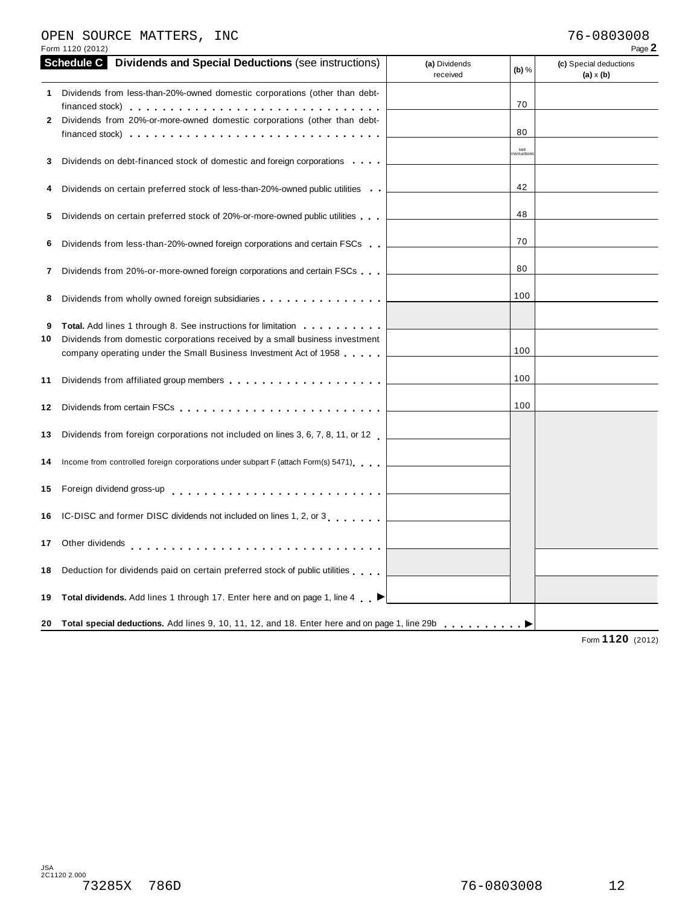OPEN SOURCE MATTERS, INC 76-0803008

Form 1120 (2012)

## Schedule C Dividends and Special Deductions (see instructions)

| | | (a) Dividends received | (b) % | (c) Special deductions (a) x (b) |
|---|---|---|---|---|
| 1 | Dividends from less-than-20%-owned domestic corporations (other than debt-financed stock) | | 70 | |
| 2 | Dividends from 20%-or-more-owned domestic corporations (other than debt-financed stock) | | 80 | |
| 3 | Dividends on debt-financed stock of domestic and foreign corporations | | see instructions | |
| 4 | Dividends on certain preferred stock of less-than-20%-owned public utilities | | 42 | |
| 5 | Dividends on certain preferred stock of 20%-or-more-owned public utilities | | 48 | |
| 6 | Dividends from less-than-20%-owned foreign corporations and certain FSCs | | 70 | |
| 7 | Dividends from 20%-or-more-owned foreign corporations and certain FSCs | | 80 | |
| 8 | Dividends from wholly owned foreign subsidiaries | | 100 | |
| 9 | **Total.** Add lines 1 through 8. See instructions for limitation | | | |
| 10 | Dividends from domestic corporations received by a small business investment company operating under the Small Business Investment Act of 1958 | | 100 | |
| 11 | Dividends from affiliated group members | | 100 | |
| 12 | Dividends from certain FSCs | | 100 | |
| 13 | Dividends from foreign corporations not included on lines 3, 6, 7, 8, 11, or 12 | | | |
| 14 | Income from controlled foreign corporations under subpart F (attach Form(s) 5471) | | | |
| 15 | Foreign dividend gross-up | | | |
| 16 | IC-DISC and former DISC dividends not included on lines 1, 2, or 3 | | | |
| 17 | Other dividends | | | |
| 18 | Deduction for dividends paid on certain preferred stock of public utilities | | | |
| 19 | **Total dividends.** Add lines 1 through 17. Enter here and on page 1, line 4 ▶ | | | |
| 20 | **Total special deductions.** Add lines 9, 10, 11, 12, and 18. Enter here and on page 1, line 29b ▶ | | | |

Form **1120** (2012)

JSA
2C1120 2.000

73285X 786D 76-0803008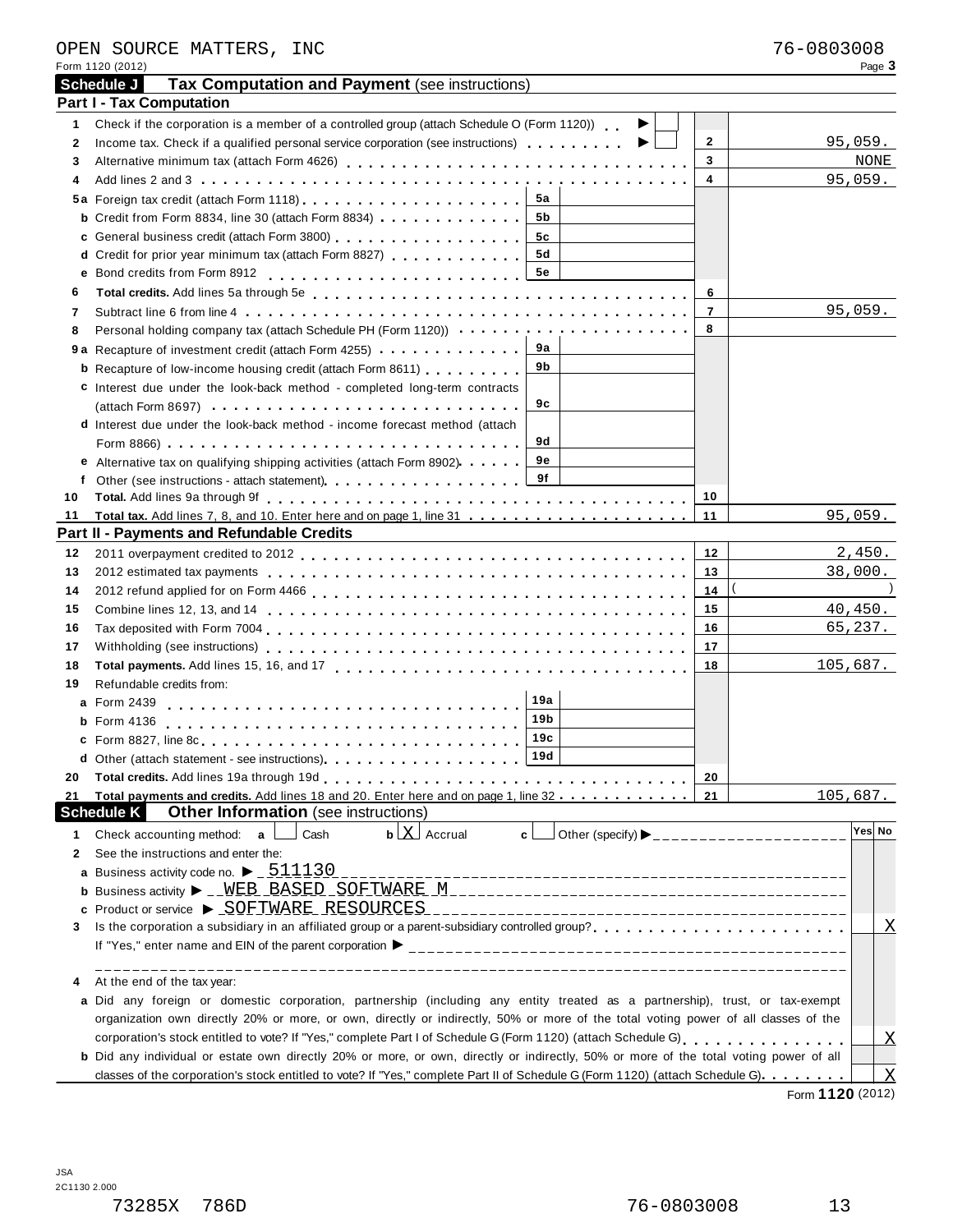OPEN SOURCE MATTERS, INC 76-0803008

Form 1120 (2012)

## Schedule J Tax Computation and Payment (see instructions)

### Part I - Tax Computation

| Line | Description | | Amount |
|---|---|---|---|
| 1 | Check if the corporation is a member of a controlled group (attach Schedule O (Form 1120)) ▶ ☐ | | |
| 2 | Income tax. Check if a qualified personal service corporation (see instructions) ▶ ☐ | 2 | 95,059. |
| 3 | Alternative minimum tax (attach Form 4626) | 3 | NONE |
| 4 | Add lines 2 and 3 | 4 | 95,059. |
| 5a | Foreign tax credit (attach Form 1118) — 5a | | |
| b | Credit from Form 8834, line 30 (attach Form 8834) — 5b | | |
| c | General business credit (attach Form 3800) — 5c | | |
| d | Credit for prior year minimum tax (attach Form 8827) — 5d | | |
| e | Bond credits from Form 8912 — 5e | | |
| 6 | **Total credits.** Add lines 5a through 5e | 6 | |
| 7 | Subtract line 6 from line 4 | 7 | 95,059. |
| 8 | Personal holding company tax (attach Schedule PH (Form 1120)) | 8 | |
| 9a | Recapture of investment credit (attach Form 4255) — 9a | | |
| b | Recapture of low-income housing credit (attach Form 8611) — 9b | | |
| c | Interest due under the look-back method - completed long-term contracts (attach Form 8697) — 9c | | |
| d | Interest due under the look-back method - income forecast method (attach Form 8866) — 9d | | |
| e | Alternative tax on qualifying shipping activities (attach Form 8902) — 9e | | |
| f | Other (see instructions - attach statement) — 9f | | |
| 10 | **Total.** Add lines 9a through 9f | 10 | |
| 11 | **Total tax.** Add lines 7, 8, and 10. Enter here and on page 1, line 31 | 11 | 95,059. |

### Part II - Payments and Refundable Credits

| Line | Description | | Amount |
|---|---|---|---|
| 12 | 2011 overpayment credited to 2012 | 12 | 2,450. |
| 13 | 2012 estimated tax payments | 13 | 38,000. |
| 14 | 2012 refund applied for on Form 4466 | 14 | ( ) |
| 15 | Combine lines 12, 13, and 14 | 15 | 40,450. |
| 16 | Tax deposited with Form 7004 | 16 | 65,237. |
| 17 | Withholding (see instructions) | 17 | |
| 18 | **Total payments.** Add lines 15, 16, and 17 | 18 | 105,687. |
| 19 | Refundable credits from: | | |
| a | Form 2439 — 19a | | |
| b | Form 4136 — 19b | | |
| c | Form 8827, line 8c — 19c | | |
| d | Other (attach statement - see instructions) — 19d | | |
| 20 | **Total credits.** Add lines 19a through 19d | 20 | |
| 21 | **Total payments and credits.** Add lines 18 and 20. Enter here and on page 1, line 32 | 21 | 105,687. |

## Schedule K Other Information (see instructions)

| Line | Question | Yes | No |
|---|---|---|---|
| 1 | Check accounting method: a ☐ Cash b ☒ Accrual c ☐ Other (specify) ▶ | | |
| 2 | See the instructions and enter the: | | |
| a | Business activity code no. ▶ 511130 | | |
| b | Business activity ▶ WEB BASED SOFTWARE M | | |
| c | Product or service ▶ SOFTWARE RESOURCES | | |
| 3 | Is the corporation a subsidiary in an affiliated group or a parent-subsidiary controlled group? If "Yes," enter name and EIN of the parent corporation ▶ | | X |
| 4 | At the end of the tax year: | | |
| a | Did any foreign or domestic corporation, partnership (including any entity treated as a partnership), trust, or tax-exempt organization own directly 20% or more, or own, directly or indirectly, 50% or more of the total voting power of all classes of the corporation's stock entitled to vote? If "Yes," complete Part I of Schedule G (Form 1120) (attach Schedule G) | | X |
| b | Did any individual or estate own directly 20% or more, or own, directly or indirectly, 50% or more of the total voting power of all classes of the corporation's stock entitled to vote? If "Yes," complete Part II of Schedule G (Form 1120) (attach Schedule G) | | X |

Form **1120** (2012)

JSA
2C1130 2.000

73285X 786D 76-0803008 13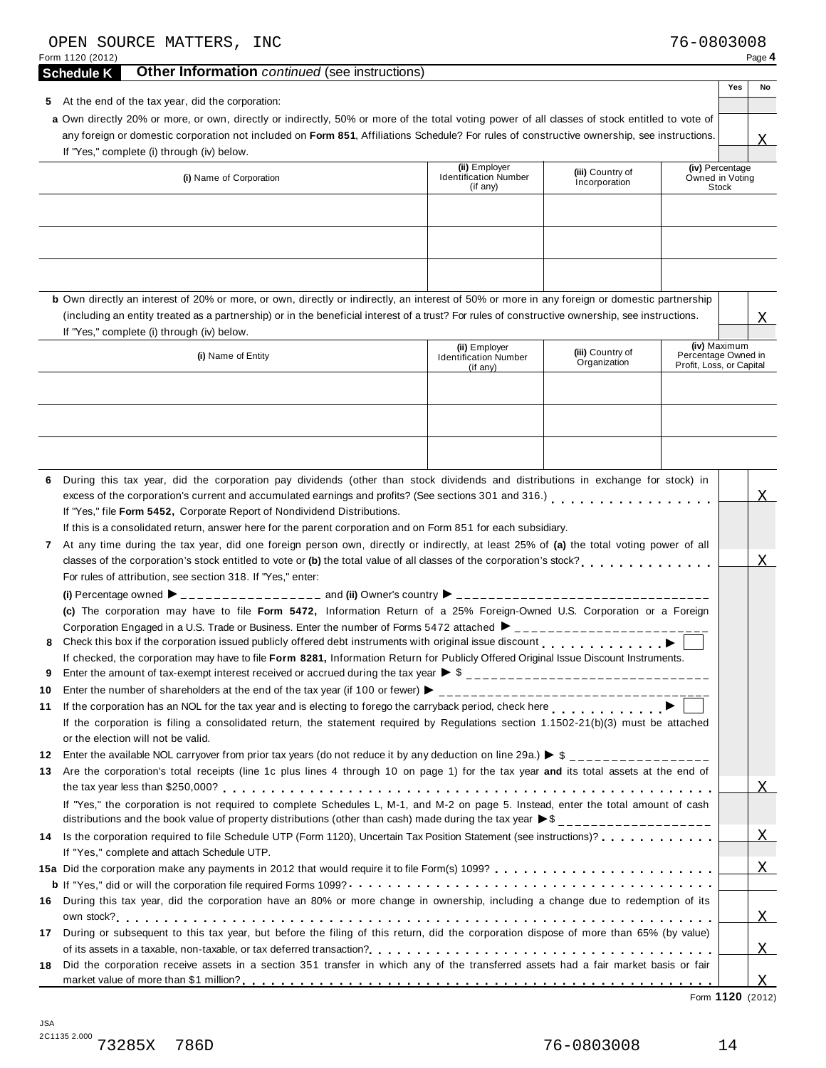OPEN SOURCE MATTERS, INC 76-0803008

Form 1120 (2012)

## Schedule K — Other Information *continued* (see instructions)

| | Yes | No |
|---|---|---|
| **5** At the end of the tax year, did the corporation: | | |
| **a** Own directly 20% or more, or own, directly or indirectly, 50% or more of the total voting power of all classes of stock entitled to vote of any foreign or domestic corporation not included on **Form 851**, Affiliations Schedule? For rules of constructive ownership, see instructions. If "Yes," complete (i) through (iv) below. | | X |

| (i) Name of Corporation | (ii) Employer Identification Number (if any) | (iii) Country of Incorporation | (iv) Percentage Owned in Voting Stock |
|---|---|---|---|
| | | | |
| | | | |
| | | | |

| | Yes | No |
|---|---|---|
| **b** Own directly an interest of 20% or more, or own, directly or indirectly, an interest of 50% or more in any foreign or domestic partnership (including an entity treated as a partnership) or in the beneficial interest of a trust? For rules of constructive ownership, see instructions. If "Yes," complete (i) through (iv) below. | | X |

| (i) Name of Entity | (ii) Employer Identification Number (if any) | (iii) Country of Organization | (iv) Maximum Percentage Owned in Profit, Loss, or Capital |
|---|---|---|---|
| | | | |
| | | | |
| | | | |

| | Yes | No |
|---|---|---|
| **6** During this tax year, did the corporation pay dividends (other than stock dividends and distributions in exchange for stock) in excess of the corporation's current and accumulated earnings and profits? (See sections 301 and 316.) If "Yes," file **Form 5452,** Corporate Report of Nondividend Distributions. If this is a consolidated return, answer here for the parent corporation and on Form 851 for each subsidiary. | | X |
| **7** At any time during the tax year, did one foreign person own, directly or indirectly, at least 25% of **(a)** the total voting power of all classes of the corporation's stock entitled to vote or **(b)** the total value of all classes of the corporation's stock? For rules of attribution, see section 318. If "Yes," enter: | | X |
| **(i)** Percentage owned ▶ \_\_\_\_\_\_\_\_ and **(ii)** Owner's country ▶ \_\_\_\_\_\_\_\_ | | |
| **(c)** The corporation may have to file **Form 5472,** Information Return of a 25% Foreign-Owned U.S. Corporation or a Foreign Corporation Engaged in a U.S. Trade or Business. Enter the number of Forms 5472 attached ▶ \_\_\_\_\_\_\_\_ | | |
| **8** Check this box if the corporation issued publicly offered debt instruments with original issue discount ▶ ☐ If checked, the corporation may have to file **Form 8281,** Information Return for Publicly Offered Original Issue Discount Instruments. | | |
| **9** Enter the amount of tax-exempt interest received or accrued during the tax year ▶ $ \_\_\_\_\_\_\_\_ | | |
| **10** Enter the number of shareholders at the end of the tax year (if 100 or fewer) ▶ \_\_\_\_\_\_\_\_ | | |
| **11** If the corporation has an NOL for the tax year and is electing to forego the carryback period, check here ▶ ☐ If the corporation is filing a consolidated return, the statement required by Regulations section 1.1502-21(b)(3) must be attached or the election will not be valid. | | |
| **12** Enter the available NOL carryover from prior tax years (do not reduce it by any deduction on line 29a.) ▶ $ \_\_\_\_\_\_\_\_ | | |
| **13** Are the corporation's total receipts (line 1c plus lines 4 through 10 on page 1) for the tax year **and** its total assets at the end of the tax year less than $250,000? | | X |
| If "Yes," the corporation is not required to complete Schedules L, M-1, and M-2 on page 5. Instead, enter the total amount of cash distributions and the book value of property distributions (other than cash) made during the tax year ▶ $ \_\_\_\_\_\_\_\_ | | |
| **14** Is the corporation required to file Schedule UTP (Form 1120), Uncertain Tax Position Statement (see instructions)? If "Yes," complete and attach Schedule UTP. | | X |
| **15a** Did the corporation make any payments in 2012 that would require it to file Form(s) 1099? | | X |
| **b** If "Yes," did or will the corporation file required Forms 1099? | | |
| **16** During this tax year, did the corporation have an 80% or more change in ownership, including a change due to redemption of its own stock? | | X |
| **17** During or subsequent to this tax year, but before the filing of this return, did the corporation dispose of more than 65% (by value) of its assets in a taxable, non-taxable, or tax deferred transaction? | | X |
| **18** Did the corporation receive assets in a section 351 transfer in which any of the transferred assets had a fair market basis or fair market value of more than $1 million? | | X |

Form **1120** (2012)

JSA 2C1135 2.000 73285X 786D 76-0803008 14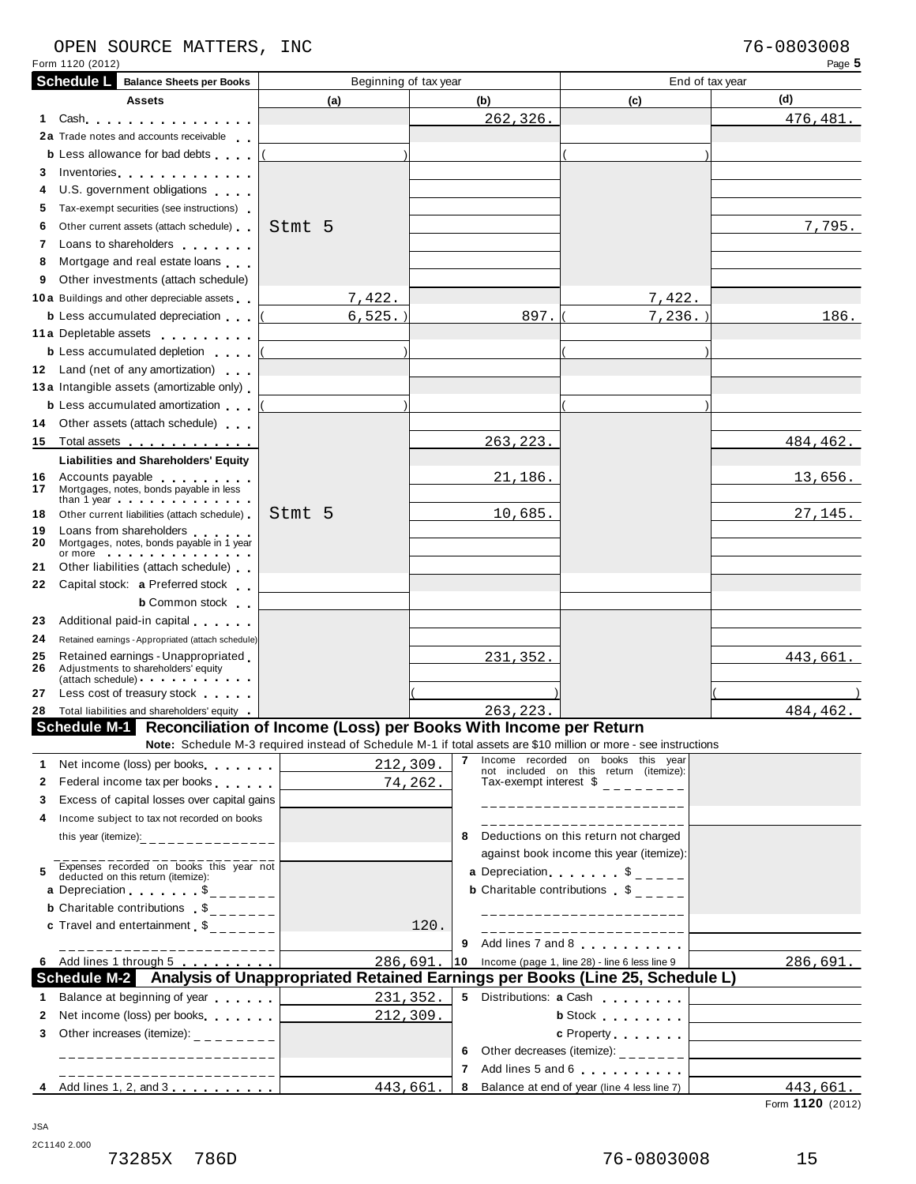OPEN SOURCE MATTERS, INC — 76-0803008

Form 1120 (2012) Page **5**

## Schedule L — Balance Sheets per Books

| Assets | Beginning of tax year (a) | Beginning of tax year (b) | End of tax year (c) | End of tax year (d) |
|---|---|---|---|---|
| 1 Cash | | 262,326. | | 476,481. |
| 2a Trade notes and accounts receivable | | | | |
| b Less allowance for bad debts | ( ) | | ( ) | |
| 3 Inventories | | | | |
| 4 U.S. government obligations | | | | |
| 5 Tax-exempt securities (see instructions) | | | | |
| 6 Other current assets (attach schedule) | Stmt 5 | | | 7,795. |
| 7 Loans to shareholders | | | | |
| 8 Mortgage and real estate loans | | | | |
| 9 Other investments (attach schedule) | | | | |
| 10a Buildings and other depreciable assets | 7,422. | | 7,422. | |
| b Less accumulated depreciation | ( 6,525.) | 897. | ( 7,236.) | 186. |
| 11a Depletable assets | | | | |
| b Less accumulated depletion | ( ) | | ( ) | |
| 12 Land (net of any amortization) | | | | |
| 13a Intangible assets (amortizable only) | | | | |
| b Less accumulated amortization | ( ) | | ( ) | |
| 14 Other assets (attach schedule) | | | | |
| 15 Total assets | | 263,223. | | 484,462. |
| **Liabilities and Shareholders' Equity** | | | | |
| 16 Accounts payable | | 21,186. | | 13,656. |
| 17 Mortgages, notes, bonds payable in less than 1 year | | | | |
| 18 Other current liabilities (attach schedule) | Stmt 5 | 10,685. | | 27,145. |
| 19 Loans from shareholders | | | | |
| 20 Mortgages, notes, bonds payable in 1 year or more | | | | |
| 21 Other liabilities (attach schedule) | | | | |
| 22 Capital stock: a Preferred stock | | | | |
| b Common stock | | | | |
| 23 Additional paid-in capital | | | | |
| 24 Retained earnings - Appropriated (attach schedule) | | | | |
| 25 Retained earnings - Unappropriated | | 231,352. | | 443,661. |
| 26 Adjustments to shareholders' equity (attach schedule) | | | | |
| 27 Less cost of treasury stock | | ( ) | | ( ) |
| 28 Total liabilities and shareholders' equity | | 263,223. | | 484,462. |

## Schedule M-1 — Reconciliation of Income (Loss) per Books With Income per Return

**Note:** Schedule M-3 required instead of Schedule M-1 if total assets are $10 million or more - see instructions

| | | | |
|---|---|---|---|
| 1 Net income (loss) per books | 212,309. | 7 Income recorded on books this year not included on this return (itemize): Tax-exempt interest $ | |
| 2 Federal income tax per books | 74,262. | | |
| 3 Excess of capital losses over capital gains | | | |
| 4 Income subject to tax not recorded on books this year (itemize): | | 8 Deductions on this return not charged against book income this year (itemize): | |
| 5 Expenses recorded on books this year not deducted on this return (itemize): | | a Depreciation $ | |
| a Depreciation $ | | b Charitable contributions $ | |
| b Charitable contributions $ | | | |
| c Travel and entertainment $ | 120. | | |
| | | 9 Add lines 7 and 8 | |
| 6 Add lines 1 through 5 | 286,691. | 10 Income (page 1, line 28) - line 6 less line 9 | 286,691. |

## Schedule M-2 — Analysis of Unappropriated Retained Earnings per Books (Line 25, Schedule L)

| | | | |
|---|---|---|---|
| 1 Balance at beginning of year | 231,352. | 5 Distributions: a Cash | |
| 2 Net income (loss) per books | 212,309. | b Stock | |
| 3 Other increases (itemize): | | c Property | |
| | | 6 Other decreases (itemize): | |
| | | 7 Add lines 5 and 6 | |
| 4 Add lines 1, 2, and 3 | 443,661. | 8 Balance at end of year (line 4 less line 7) | 443,661. |

Form **1120** (2012)

JSA 2C1140 2.000

73285X 786D 76-0803008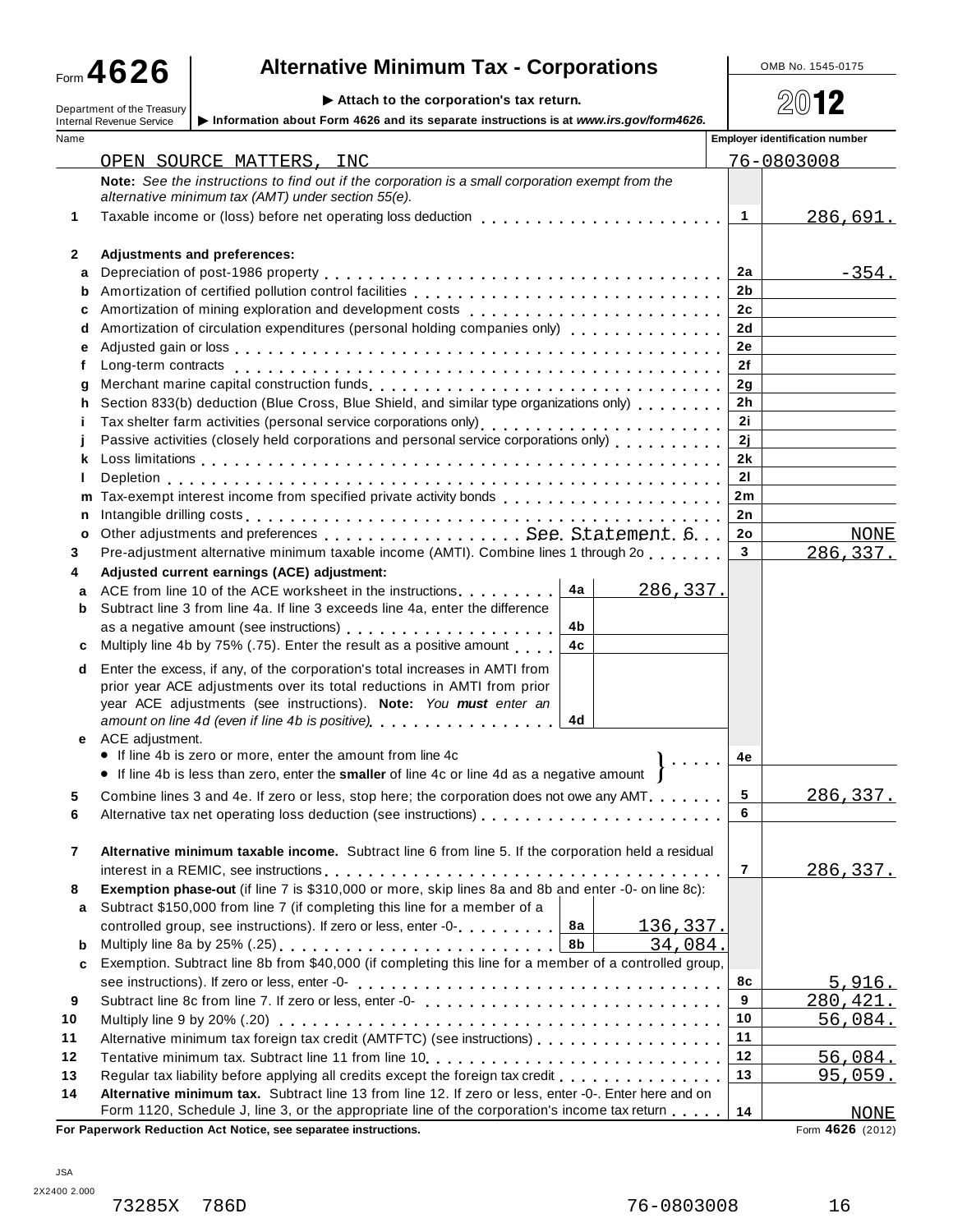Form **4626** — **Alternative Minimum Tax - Corporations**

Department of the Treasury
Internal Revenue Service

▶ **Attach to the corporation's tax return.**

▶ **Information about Form 4626 and its separate instructions is at *www.irs.gov/form4626*.**

OMB No. 1545-0175

**2012**

| Name | Employer identification number |
|---|---|
| OPEN SOURCE MATTERS, INC | 76-0803008 |

**Note:** *See the instructions to find out if the corporation is a small corporation exempt from the alternative minimum tax (AMT) under section 55(e).*

| Line | Description | Sub-line | Sub-amount | Line | Amount |
|---|---|---|---|---|---|
| 1 | Taxable income or (loss) before net operating loss deduction | | | 1 | 286,691. |
| 2 | **Adjustments and preferences:** | | | | |
| a | Depreciation of post-1986 property | | | 2a | -354. |
| b | Amortization of certified pollution control facilities | | | 2b | |
| c | Amortization of mining exploration and development costs | | | 2c | |
| d | Amortization of circulation expenditures (personal holding companies only) | | | 2d | |
| e | Adjusted gain or loss | | | 2e | |
| f | Long-term contracts | | | 2f | |
| g | Merchant marine capital construction funds | | | 2g | |
| h | Section 833(b) deduction (Blue Cross, Blue Shield, and similar type organizations only) | | | 2h | |
| i | Tax shelter farm activities (personal service corporations only) | | | 2i | |
| j | Passive activities (closely held corporations and personal service corporations only) | | | 2j | |
| k | Loss limitations | | | 2k | |
| l | Depletion | | | 2l | |
| m | Tax-exempt interest income from specified private activity bonds | | | 2m | |
| n | Intangible drilling costs | | | 2n | |
| o | Other adjustments and preferences . . . See Statement 6 | | | 2o | NONE |
| 3 | Pre-adjustment alternative minimum taxable income (AMTI). Combine lines 1 through 2o | | | 3 | 286,337. |
| 4 | **Adjusted current earnings (ACE) adjustment:** | | | | |
| a | ACE from line 10 of the ACE worksheet in the instructions | 4a | 286,337. | | |
| b | Subtract line 3 from line 4a. If line 3 exceeds line 4a, enter the difference as a negative amount (see instructions) | 4b | | | |
| c | Multiply line 4b by 75% (.75). Enter the result as a positive amount | 4c | | | |
| d | Enter the excess, if any, of the corporation's total increases in AMTI from prior year ACE adjustments over its total reductions in AMTI from prior year ACE adjustments (see instructions). **Note:** *You **must** enter an amount on line 4d (even if line 4b is positive)* | 4d | | | |
| e | ACE adjustment. • If line 4b is zero or more, enter the amount from line 4c • If line 4b is less than zero, enter the **smaller** of line 4c or line 4d as a negative amount | | | 4e | |
| 5 | Combine lines 3 and 4e. If zero or less, stop here; the corporation does not owe any AMT | | | 5 | 286,337. |
| 6 | Alternative tax net operating loss deduction (see instructions) | | | 6 | |
| 7 | **Alternative minimum taxable income.** Subtract line 6 from line 5. If the corporation held a residual interest in a REMIC, see instructions | | | 7 | 286,337. |
| 8 | **Exemption phase-out** (if line 7 is $310,000 or more, skip lines 8a and 8b and enter -0- on line 8c): | | | | |
| a | Subtract $150,000 from line 7 (if completing this line for a member of a controlled group, see instructions). If zero or less, enter -0- | 8a | 136,337. | | |
| b | Multiply line 8a by 25% (.25) | 8b | 34,084. | | |
| c | Exemption. Subtract line 8b from $40,000 (if completing this line for a member of a controlled group, see instructions). If zero or less, enter -0- | | | 8c | 5,916. |
| 9 | Subtract line 8c from line 7. If zero or less, enter -0- | | | 9 | 280,421. |
| 10 | Multiply line 9 by 20% (.20) | | | 10 | 56,084. |
| 11 | Alternative minimum tax foreign tax credit (AMTFTC) (see instructions) | | | 11 | |
| 12 | Tentative minimum tax. Subtract line 11 from line 10 | | | 12 | 56,084. |
| 13 | Regular tax liability before applying all credits except the foreign tax credit | | | 13 | 95,059. |
| 14 | **Alternative minimum tax.** Subtract line 13 from line 12. If zero or less, enter -0-. Enter here and on Form 1120, Schedule J, line 3, or the appropriate line of the corporation's income tax return | | | 14 | NONE |

**For Paperwork Reduction Act Notice, see separatee instructions.**

Form **4626** (2012)

JSA
2X2400 2.000

73285X 786D 76-0803008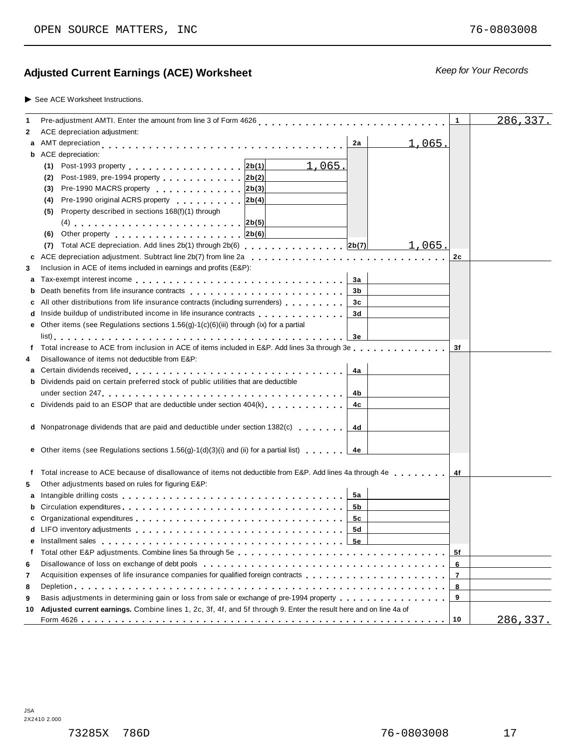OPEN SOURCE MATTERS, INC 76-0803008

## Adjusted Current Earnings (ACE) Worksheet

*Keep for Your Records*

▶ See ACE Worksheet Instructions.

| | | | | | | |
|---|---|---|---|---|---|---|
| **1** | Pre-adjustment AMTI. Enter the amount from line 3 of Form 4626 | | | | 1 | 286,337. |
| **2** | ACE depreciation adjustment: | | | | | |
| **a** | AMT depreciation | | 2a | 1,065. | | |
| **b** | ACE depreciation: | | | | | |
| | (1) Post-1993 property | 2b(1) 1,065. | | | | |
| | (2) Post-1989, pre-1994 property | 2b(2) | | | | |
| | (3) Pre-1990 MACRS property | 2b(3) | | | | |
| | (4) Pre-1990 original ACRS property | 2b(4) | | | | |
| | (5) Property described in sections 168(f)(1) through (4) | 2b(5) | | | | |
| | (6) Other property | 2b(6) | | | | |
| | (7) Total ACE depreciation. Add lines 2b(1) through 2b(6) | | 2b(7) | 1,065. | | |
| **c** | ACE depreciation adjustment. Subtract line 2b(7) from line 2a | | | | 2c | |
| **3** | Inclusion in ACE of items included in earnings and profits (E&P): | | | | | |
| **a** | Tax-exempt interest income | | 3a | | | |
| **b** | Death benefits from life insurance contracts | | 3b | | | |
| **c** | All other distributions from life insurance contracts (including surrenders) | | 3c | | | |
| **d** | Inside buildup of undistributed income in life insurance contracts | | 3d | | | |
| **e** | Other items (see Regulations sections 1.56(g)-1(c)(6)(iii) through (ix) for a partial list) | | 3e | | | |
| **f** | Total increase to ACE from inclusion in ACE of items included in E&P. Add lines 3a through 3e | | | | 3f | |
| **4** | Disallowance of items not deductible from E&P: | | | | | |
| **a** | Certain dividends received | | 4a | | | |
| **b** | Dividends paid on certain preferred stock of public utilities that are deductible under section 247 | | 4b | | | |
| **c** | Dividends paid to an ESOP that are deductible under section 404(k) | | 4c | | | |
| **d** | Nonpatronage dividends that are paid and deductible under section 1382(c) | | 4d | | | |
| **e** | Other items (see Regulations sections 1.56(g)-1(d)(3)(i) and (ii) for a partial list) | | 4e | | | |
| **f** | Total increase to ACE because of disallowance of items not deductible from E&P. Add lines 4a through 4e | | | | 4f | |
| **5** | Other adjustments based on rules for figuring E&P: | | | | | |
| **a** | Intangible drilling costs | | 5a | | | |
| **b** | Circulation expenditures | | 5b | | | |
| **c** | Organizational expenditures | | 5c | | | |
| **d** | LIFO inventory adjustments | | 5d | | | |
| **e** | Installment sales | | 5e | | | |
| **f** | Total other E&P adjustments. Combine lines 5a through 5e | | | | 5f | |
| **6** | Disallowance of loss on exchange of debt pools | | | | 6 | |
| **7** | Acquisition expenses of life insurance companies for qualified foreign contracts | | | | 7 | |
| **8** | Depletion | | | | 8 | |
| **9** | Basis adjustments in determining gain or loss from sale or exchange of pre-1994 property | | | | 9 | |
| **10** | **Adjusted current earnings.** Combine lines 1, 2c, 3f, 4f, and 5f through 9. Enter the result here and on line 4a of Form 4626 | | | | 10 | 286,337. |

JSA
2X2410 2.000

73285X 786D 76-0803008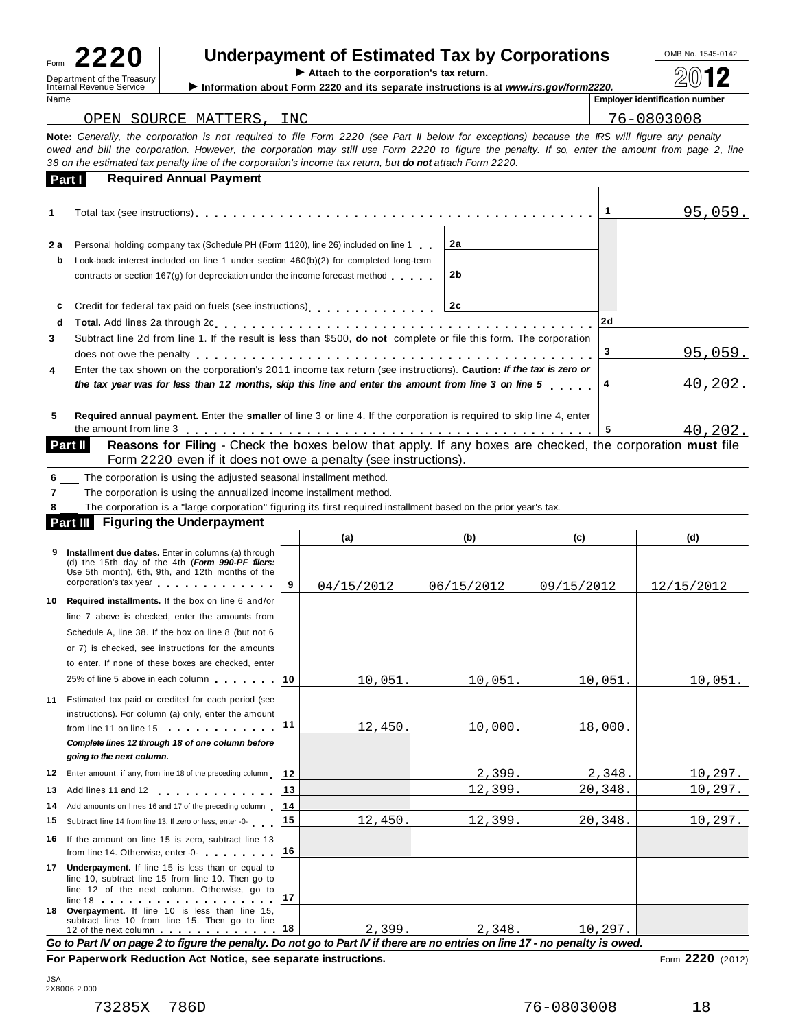Form **2220**

Department of the Treasury
Internal Revenue Service

# Underpayment of Estimated Tax by Corporations

▶ Attach to the corporation's tax return.

▶ Information about Form 2220 and its separate instructions is at *www.irs.gov/form2220.*

OMB No. 1545-0142

**2012**

| Name | Employer identification number |
|---|---|
| OPEN SOURCE MATTERS, INC | 76-0803008 |

**Note:** *Generally, the corporation is not required to file Form 2220 (see Part II below for exceptions) because the IRS will figure any penalty owed and bill the corporation. However, the corporation may still use Form 2220 to figure the penalty. If so, enter the amount from page 2, line 38 on the estimated tax penalty line of the corporation's income tax return, but* ***do not*** *attach Form 2220.*

## Part I — Required Annual Payment

| Line | Description | | | Line | Amount |
|---|---|---|---|---|---|
| 1 | Total tax (see instructions) | | | 1 | 95,059. |
| 2a | Personal holding company tax (Schedule PH (Form 1120), line 26) included on line 1 | 2a | | | |
| b | Look-back interest included on line 1 under section 460(b)(2) for completed long-term contracts or section 167(g) for depreciation under the income forecast method | 2b | | | |
| c | Credit for federal tax paid on fuels (see instructions) | 2c | | | |
| d | **Total.** Add lines 2a through 2c | | | 2d | |
| 3 | Subtract line 2d from line 1. If the result is less than $500, **do not** complete or file this form. The corporation does not owe the penalty | | | 3 | 95,059. |
| 4 | Enter the tax shown on the corporation's 2011 income tax return (see instructions). **Caution:** ***If the tax is zero or the tax year was for less than 12 months, skip this line and enter the amount from line 3 on line 5*** | | | 4 | 40,202. |
| 5 | **Required annual payment.** Enter the **smaller** of line 3 or line 4. If the corporation is required to skip line 4, enter the amount from line 3 | | | 5 | 40,202. |

## Part II — Reasons for Filing

Check the boxes below that apply. If any boxes are checked, the corporation **must** file Form 2220 even if it does not owe a penalty (see instructions).

- 6 ☐ The corporation is using the adjusted seasonal installment method.
- 7 ☐ The corporation is using the annualized income installment method.
- 8 ☐ The corporation is a "large corporation" figuring its first required installment based on the prior year's tax.

## Part III — Figuring the Underpayment

| Line | Description | (a) | (b) | (c) | (d) |
|---|---|---|---|---|---|
| 9 | **Installment due dates.** Enter in columns (a) through (d) the 15th day of the 4th (***Form 990-PF filers:*** Use 5th month), 6th, 9th, and 12th months of the corporation's tax year | 04/15/2012 | 06/15/2012 | 09/15/2012 | 12/15/2012 |
| 10 | **Required installments.** If the box on line 6 and/or line 7 above is checked, enter the amounts from Schedule A, line 38. If the box on line 8 (but not 6 or 7) is checked, see instructions for the amounts to enter. If none of these boxes are checked, enter 25% of line 5 above in each column | 10,051. | 10,051. | 10,051. | 10,051. |
| 11 | Estimated tax paid or credited for each period (see instructions). For column (a) only, enter the amount from line 11 on line 15 | 12,450. | 10,000. | 18,000. | |
| | ***Complete lines 12 through 18 of one column before going to the next column.*** | | | | |
| 12 | Enter amount, if any, from line 18 of the preceding column | | 2,399. | 2,348. | 10,297. |
| 13 | Add lines 11 and 12 | | 12,399. | 20,348. | 10,297. |
| 14 | Add amounts on lines 16 and 17 of the preceding column | | | | |
| 15 | Subtract line 14 from line 13. If zero or less, enter -0- | 12,450. | 12,399. | 20,348. | 10,297. |
| 16 | If the amount on line 15 is zero, subtract line 13 from line 14. Otherwise, enter -0- | | | | |
| 17 | **Underpayment.** If line 15 is less than or equal to line 10, subtract line 15 from line 10. Then go to line 12 of the next column. Otherwise, go to line 18 | | | | |
| 18 | **Overpayment.** If line 10 is less than line 15, subtract line 10 from line 15. Then go to line 12 of the next column | 2,399. | 2,348. | 10,297. | |

***Go to Part IV on page 2 to figure the penalty. Do not go to Part IV if there are no entries on line 17 - no penalty is owed.***

**For Paperwork Reduction Act Notice, see separate instructions.**

Form **2220** (2012)

JSA
2X8006 2.000

73285X 786D 76-0803008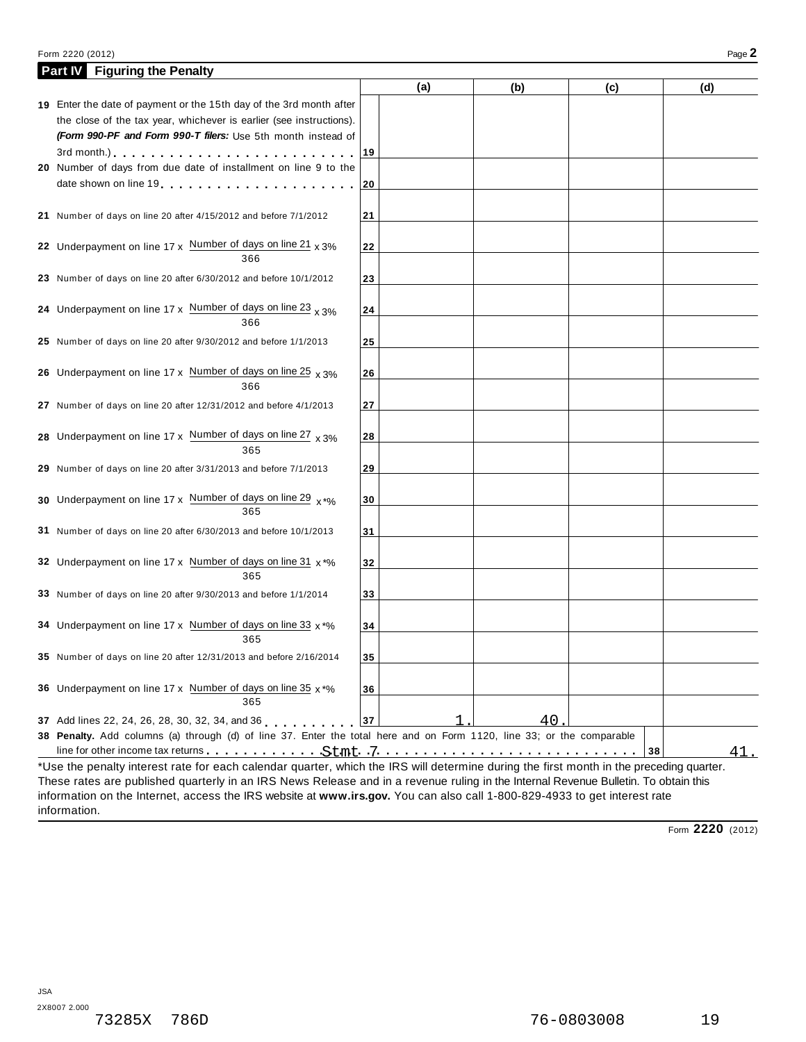Form 2220 (2012) Page **2**

## Part IV Figuring the Penalty

| | | (a) | (b) | (c) | (d) |
|---|---|---|---|---|---|
| **19** Enter the date of payment or the 15th day of the 3rd month after the close of the tax year, whichever is earlier (see instructions). ***(Form 990-PF and Form 990-T filers:*** Use 5th month instead of 3rd month.) | 19 | | | | |
| **20** Number of days from due date of installment on line 9 to the date shown on line 19 | 20 | | | | |
| **21** Number of days on line 20 after 4/15/2012 and before 7/1/2012 | 21 | | | | |
| **22** Underpayment on line 17 x (Number of days on line 21 / 366) x 3% | 22 | | | | |
| **23** Number of days on line 20 after 6/30/2012 and before 10/1/2012 | 23 | | | | |
| **24** Underpayment on line 17 x (Number of days on line 23 / 366) x 3% | 24 | | | | |
| **25** Number of days on line 20 after 9/30/2012 and before 1/1/2013 | 25 | | | | |
| **26** Underpayment on line 17 x (Number of days on line 25 / 366) x 3% | 26 | | | | |
| **27** Number of days on line 20 after 12/31/2012 and before 4/1/2013 | 27 | | | | |
| **28** Underpayment on line 17 x (Number of days on line 27 / 365) x 3% | 28 | | | | |
| **29** Number of days on line 20 after 3/31/2013 and before 7/1/2013 | 29 | | | | |
| **30** Underpayment on line 17 x (Number of days on line 29 / 365) x *% | 30 | | | | |
| **31** Number of days on line 20 after 6/30/2013 and before 10/1/2013 | 31 | | | | |
| **32** Underpayment on line 17 x (Number of days on line 31 / 365) x *% | 32 | | | | |
| **33** Number of days on line 20 after 9/30/2013 and before 1/1/2014 | 33 | | | | |
| **34** Underpayment on line 17 x (Number of days on line 33 / 365) x *% | 34 | | | | |
| **35** Number of days on line 20 after 12/31/2013 and before 2/16/2014 | 35 | | | | |
| **36** Underpayment on line 17 x (Number of days on line 35 / 365) x *% | 36 | | | | |
| **37** Add lines 22, 24, 26, 28, 30, 32, 34, and 36 | 37 | 1. | 40. | | |

**38 Penalty.** Add columns (a) through (d) of line 37. Enter the total here and on Form 1120, line 33; or the comparable line for other income tax returns . . . Stmt 7 . . . **38** 41.

*Use the penalty interest rate for each calendar quarter, which the IRS will determine during the first month in the preceding quarter. These rates are published quarterly in an IRS News Release and in a revenue ruling in the Internal Revenue Bulletin. To obtain this information on the Internet, access the IRS website at **www.irs.gov.** You can also call 1-800-829-4933 to get interest rate information.

Form **2220** (2012)

JSA
2X8007 2.000
73285X 786D 76-0803008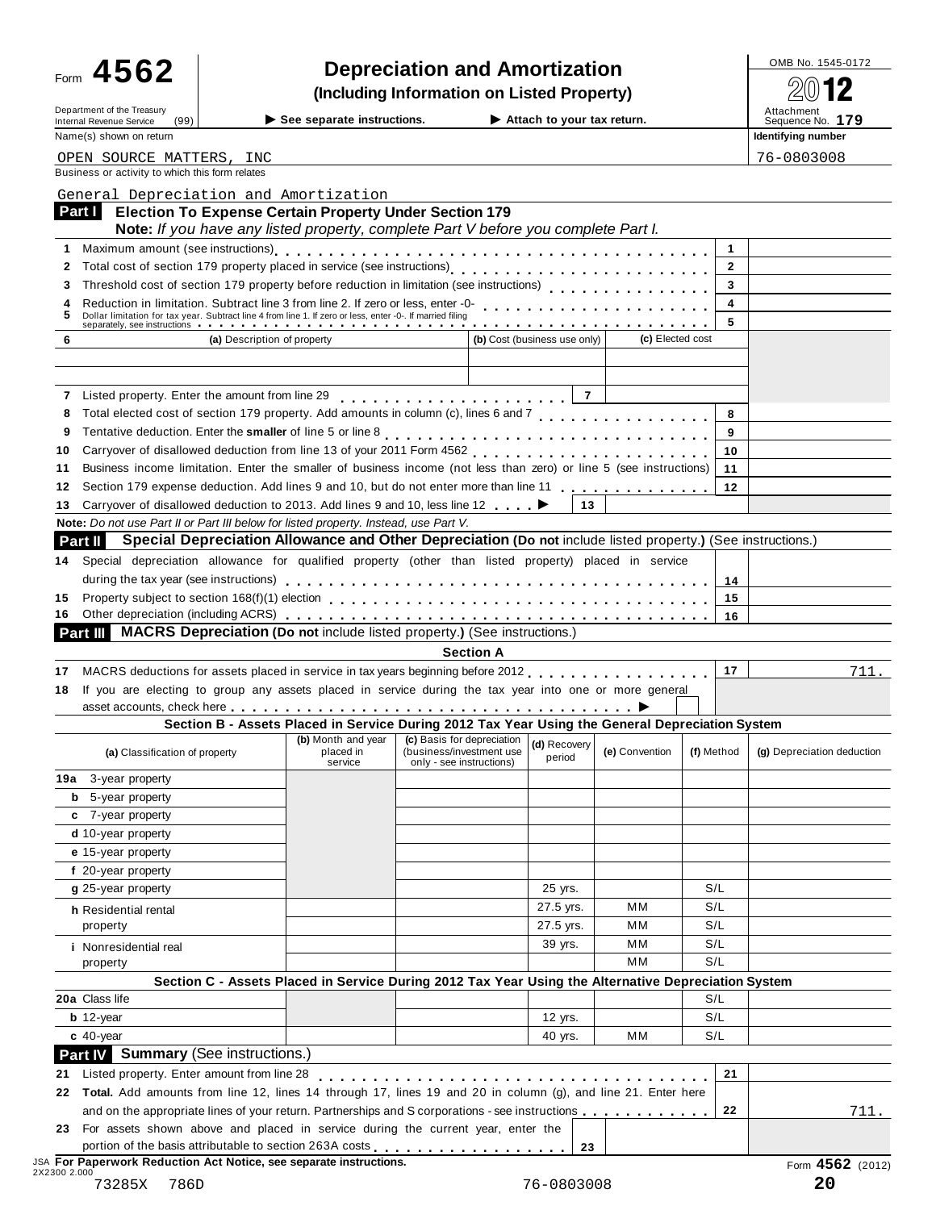Form **4562**

# Depreciation and Amortization

**(Including Information on Listed Property)**

OMB No. 1545-0172

2012

Department of the Treasury
Internal Revenue Service (99)

▶ See separate instructions. ▶ Attach to your tax return.

Attachment Sequence No. **179**

Name(s) shown on return: OPEN SOURCE MATTERS, INC

Identifying number: 76-0803008

Business or activity to which this form relates: General Depreciation and Amortization

## Part I Election To Expense Certain Property Under Section 179

**Note:** *If you have any listed property, complete Part V before you complete Part I.*

| | | | |
|---|---|---|---|
| 1 | Maximum amount (see instructions) | 1 | |
| 2 | Total cost of section 179 property placed in service (see instructions) | 2 | |
| 3 | Threshold cost of section 179 property before reduction in limitation (see instructions) | 3 | |
| 4 | Reduction in limitation. Subtract line 3 from line 2. If zero or less, enter -0- | 4 | |
| 5 | Dollar limitation for tax year. Subtract line 4 from line 1. If zero or less, enter -0-. If married filing separately, see instructions | 5 | |

| 6 | (a) Description of property | (b) Cost (business use only) | (c) Elected cost |
|---|---|---|---|
| | | | |
| | | | |

| | | | |
|---|---|---|---|
| 7 | Listed property. Enter the amount from line 29 | 7 | |
| 8 | Total elected cost of section 179 property. Add amounts in column (c), lines 6 and 7 | 8 | |
| 9 | Tentative deduction. Enter the **smaller** of line 5 or line 8 | 9 | |
| 10 | Carryover of disallowed deduction from line 13 of your 2011 Form 4562 | 10 | |
| 11 | Business income limitation. Enter the smaller of business income (not less than zero) or line 5 (see instructions) | 11 | |
| 12 | Section 179 expense deduction. Add lines 9 and 10, but do not enter more than line 11 | 12 | |
| 13 | Carryover of disallowed deduction to 2013. Add lines 9 and 10, less line 12 ▶ | 13 | |

**Note:** *Do not use Part II or Part III below for listed property. Instead, use Part V.*

## Part II Special Depreciation Allowance and Other Depreciation (Do not include listed property.) (See instructions.)

| | | | |
|---|---|---|---|
| 14 | Special depreciation allowance for qualified property (other than listed property) placed in service during the tax year (see instructions) | 14 | |
| 15 | Property subject to section 168(f)(1) election | 15 | |
| 16 | Other depreciation (including ACRS) | 16 | |

## Part III MACRS Depreciation (Do not include listed property.) (See instructions.)

### Section A

| | | | |
|---|---|---|---|
| 17 | MACRS deductions for assets placed in service in tax years beginning before 2012 | 17 | 711. |
| 18 | If you are electing to group any assets placed in service during the tax year into one or more general asset accounts, check here ▶ | | |

### Section B - Assets Placed in Service During 2012 Tax Year Using the General Depreciation System

| (a) Classification of property | (b) Month and year placed in service | (c) Basis for depreciation (business/investment use only - see instructions) | (d) Recovery period | (e) Convention | (f) Method | (g) Depreciation deduction |
|---|---|---|---|---|---|---|
| 19a 3-year property | | | | | | |
| b 5-year property | | | | | | |
| c 7-year property | | | | | | |
| d 10-year property | | | | | | |
| e 15-year property | | | | | | |
| f 20-year property | | | | | | |
| g 25-year property | | | 25 yrs. | | S/L | |
| h Residential rental property | | | 27.5 yrs. | MM | S/L | |
| | | | 27.5 yrs. | MM | S/L | |
| i Nonresidential real property | | | 39 yrs. | MM | S/L | |
| | | | | MM | S/L | |

### Section C - Assets Placed in Service During 2012 Tax Year Using the Alternative Depreciation System

| | | | | | | |
|---|---|---|---|---|---|---|
| 20a Class life | | | | | S/L | |
| b 12-year | | | 12 yrs. | | S/L | |
| c 40-year | | | 40 yrs. | MM | S/L | |

## Part IV Summary (See instructions.)

| | | | |
|---|---|---|---|
| 21 | Listed property. Enter amount from line 28 | 21 | |
| 22 | **Total.** Add amounts from line 12, lines 14 through 17, lines 19 and 20 in column (g), and line 21. Enter here and on the appropriate lines of your return. Partnerships and S corporations - see instructions | 22 | 711. |
| 23 | For assets shown above and placed in service during the current year, enter the portion of the basis attributable to section 263A costs | 23 | |

JSA **For Paperwork Reduction Act Notice, see separate instructions.** Form **4562** (2012)

2X2300 2.000

73285X 786D 76-0803008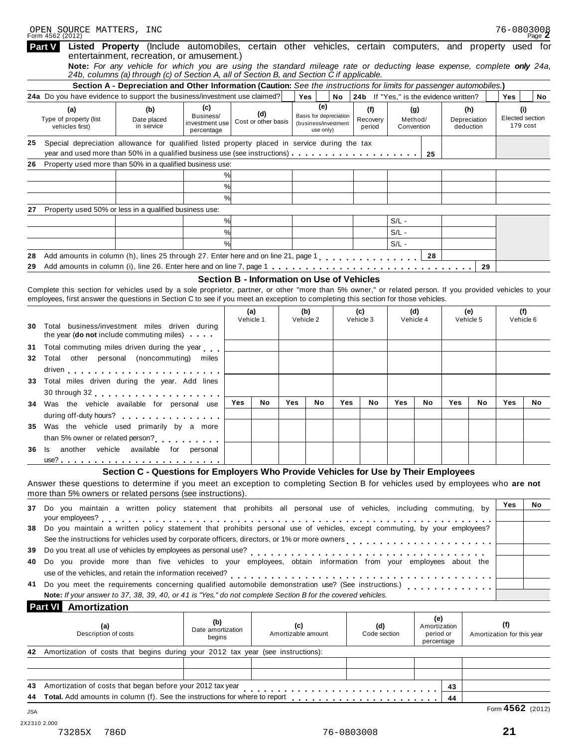OPEN SOURCE MATTERS, INC 76-0803008

Form 4562 (2012)

**Part V** **Listed Property** (Include automobiles, certain other vehicles, certain computers, and property used for entertainment, recreation, or amusement.)

**Note:** *For any vehicle for which you are using the standard mileage rate or deducting lease expense, complete* ***only*** *24a, 24b, columns (a) through (c) of Section A, all of Section B, and Section C if applicable.*

**Section A - Depreciation and Other Information (Caution:** *See the instructions for limits for passenger automobiles.***)**

**24a** Do you have evidence to support the business/investment use claimed? Yes No **24b** If "Yes," is the evidence written? Yes No

| (a) Type of property (list vehicles first) | (b) Date placed in service | (c) Business/ investment use percentage | (d) Cost or other basis | (e) Basis for depreciation (business/investment use only) | (f) Recovery period | (g) Method/ Convention | (h) Depreciation deduction | (i) Elected section 179 cost |
|---|---|---|---|---|---|---|---|---|
| **25** Special depreciation allowance for qualified listed property placed in service during the tax year and used more than 50% in a qualified business use (see instructions) **25** | | | | | | | | |
| **26** Property used more than 50% in a qualified business use: | | | | | | | | |
| | | % | | | | | | |
| | | % | | | | | | |
| | | % | | | | | | |
| **27** Property used 50% or less in a qualified business use: | | | | | | | | |
| | | % | | | | S/L - | | |
| | | % | | | | S/L - | | |
| | | % | | | | S/L - | | |
| **28** Add amounts in column (h), lines 25 through 27. Enter here and on line 21, page 1 **28** | | | | | | | | |
| **29** Add amounts in column (i), line 26. Enter here and on line 7, page 1 **29** | | | | | | | | |

**Section B - Information on Use of Vehicles**

Complete this section for vehicles used by a sole proprietor, partner, or other "more than 5% owner," or related person. If you provided vehicles to your employees, first answer the questions in Section C to see if you meet an exception to completing this section for those vehicles.

| | (a) Vehicle 1 | | (b) Vehicle 2 | | (c) Vehicle 3 | | (d) Vehicle 4 | | (e) Vehicle 5 | | (f) Vehicle 6 | |
|---|---|---|---|---|---|---|---|---|---|---|---|---|
| **30** Total business/investment miles driven during the year (**do not** include commuting miles) | | | | | | | | | | | | |
| **31** Total commuting miles driven during the year | | | | | | | | | | | | |
| **32** Total other personal (noncommuting) miles driven | | | | | | | | | | | | |
| **33** Total miles driven during the year. Add lines 30 through 32 | | | | | | | | | | | | |
| | Yes | No | Yes | No | Yes | No | Yes | No | Yes | No | Yes | No |
| **34** Was the vehicle available for personal use during off-duty hours? | | | | | | | | | | | | |
| **35** Was the vehicle used primarily by a more than 5% owner or related person? | | | | | | | | | | | | |
| **36** Is another vehicle available for personal use? | | | | | | | | | | | | |

**Section C - Questions for Employers Who Provide Vehicles for Use by Their Employees**

Answer these questions to determine if you meet an exception to completing Section B for vehicles used by employees who **are not** more than 5% owners or related persons (see instructions).

| | Yes | No |
|---|---|---|
| **37** Do you maintain a written policy statement that prohibits all personal use of vehicles, including commuting, by your employees? | | |
| **38** Do you maintain a written policy statement that prohibits personal use of vehicles, except commuting, by your employees? See the instructions for vehicles used by corporate officers, directors, or 1% or more owners | | |
| **39** Do you treat all use of vehicles by employees as personal use? | | |
| **40** Do you provide more than five vehicles to your employees, obtain information from your employees about the use of the vehicles, and retain the information received? | | |
| **41** Do you meet the requirements concerning qualified automobile demonstration use? (See instructions.) | | |

**Note:** *If your answer to 37, 38, 39, 40, or 41 is "Yes," do not complete Section B for the covered vehicles.*

**Part VI** **Amortization**

| (a) Description of costs | (b) Date amortization begins | (c) Amortizable amount | (d) Code section | (e) Amortization period or percentage | (f) Amortization for this year |
|---|---|---|---|---|---|
| **42** Amortization of costs that begins during your 2012 tax year (see instructions): | | | | | |
| | | | | | |
| | | | | | |
| **43** Amortization of costs that began before your 2012 tax year **43** | | | | | |
| **44** **Total.** Add amounts in column (f). See the instructions for where to report **44** | | | | | |

Form **4562** (2012)

JSA 2X2310 2.000

73285X 786D 76-0803008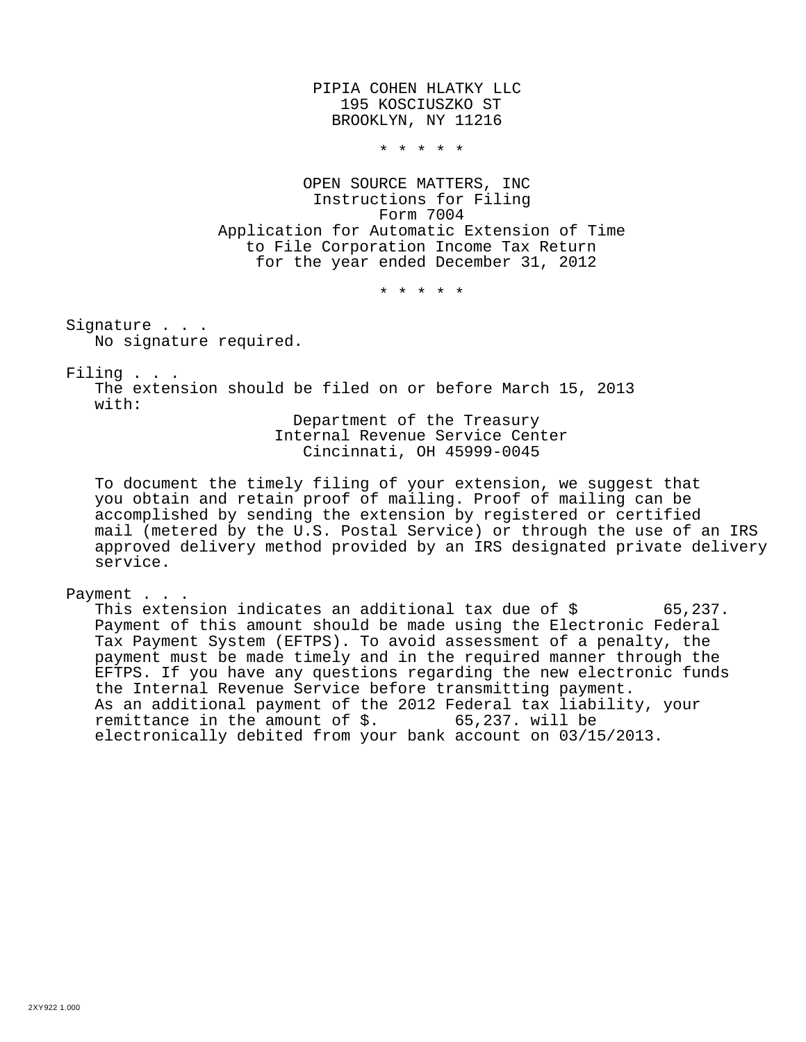PIPIA COHEN HLATKY LLC
195 KOSCIUSZKO ST
BROOKLYN, NY 11216

* * * * *

OPEN SOURCE MATTERS, INC
Instructions for Filing
Form 7004
Application for Automatic Extension of Time
to File Corporation Income Tax Return
for the year ended December 31, 2012

* * * * *

Signature . . .
No signature required.

Filing . . .
The extension should be filed on or before March 15, 2013
with:

Department of the Treasury
Internal Revenue Service Center
Cincinnati, OH 45999-0045

To document the timely filing of your extension, we suggest that you obtain and retain proof of mailing. Proof of mailing can be accomplished by sending the extension by registered or certified mail (metered by the U.S. Postal Service) or through the use of an IRS approved delivery method provided by an IRS designated private delivery service.

Payment . . .
This extension indicates an additional tax due of $ 65,237.
Payment of this amount should be made using the Electronic Federal Tax Payment System (EFTPS). To avoid assessment of a penalty, the payment must be made timely and in the required manner through the EFTPS. If you have any questions regarding the new electronic funds the Internal Revenue Service before transmitting payment.
As an additional payment of the 2012 Federal tax liability, your remittance in the amount of $. 65,237. will be electronically debited from your bank account on 03/15/2013.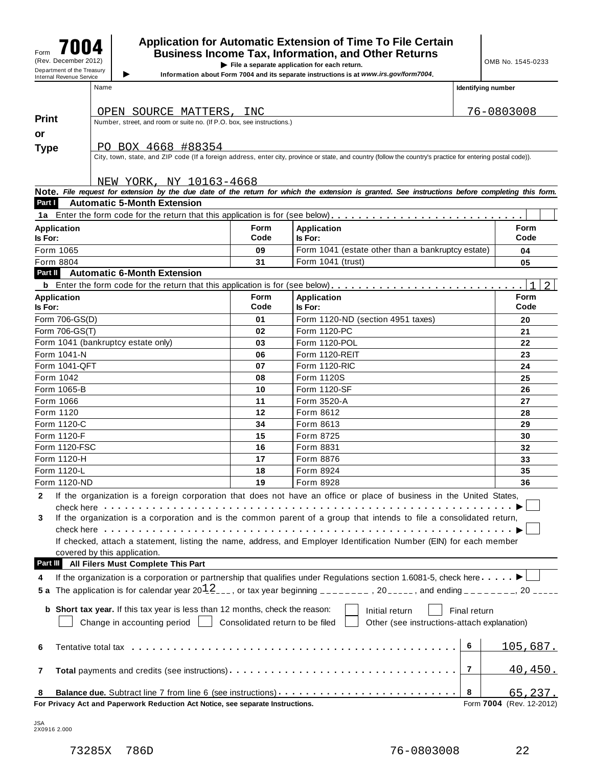Form **7004** (Rev. December 2012) Department of the Treasury Internal Revenue Service

# Application for Automatic Extension of Time To File Certain Business Income Tax, Information, and Other Returns

▶ File a separate application for each return.

▶ Information about Form 7004 and its separate instructions is at *www.irs.gov/form7004*.

OMB No. 1545-0233

**Print or Type**

Name: OPEN SOURCE MATTERS, INC

Identifying number: 76-0803008

Number, street, and room or suite no. (If P.O. box, see instructions.): PO BOX 4668 #88354

City, town, state, and ZIP code (If a foreign address, enter city, province or state, and country (follow the country's practice for entering postal code)): NEW YORK, NY 10163-4668

**Note.** *File request for extension by the due date of the return for which the extension is granted. See instructions before completing this form.*

## Part I Automatic 5-Month Extension

**1a** Enter the form code for the return that this application is for (see below)

| Application Is For: | Form Code | Application Is For: | Form Code |
|---|---|---|---|
| Form 1065 | 09 | Form 1041 (estate other than a bankruptcy estate) | 04 |
| Form 8804 | 31 | Form 1041 (trust) | 05 |

## Part II Automatic 6-Month Extension

**b** Enter the form code for the return that this application is for (see below) 12

| Application Is For: | Form Code | Application Is For: | Form Code |
|---|---|---|---|
| Form 706-GS(D) | 01 | Form 1120-ND (section 4951 taxes) | 20 |
| Form 706-GS(T) | 02 | Form 1120-PC | 21 |
| Form 1041 (bankruptcy estate only) | 03 | Form 1120-POL | 22 |
| Form 1041-N | 06 | Form 1120-REIT | 23 |
| Form 1041-QFT | 07 | Form 1120-RIC | 24 |
| Form 1042 | 08 | Form 1120S | 25 |
| Form 1065-B | 10 | Form 1120-SF | 26 |
| Form 1066 | 11 | Form 3520-A | 27 |
| Form 1120 | 12 | Form 8612 | 28 |
| Form 1120-C | 34 | Form 8613 | 29 |
| Form 1120-F | 15 | Form 8725 | 30 |
| Form 1120-FSC | 16 | Form 8831 | 32 |
| Form 1120-H | 17 | Form 8876 | 33 |
| Form 1120-L | 18 | Form 8924 | 35 |
| Form 1120-ND | 19 | Form 8928 | 36 |

**2** If the organization is a foreign corporation that does not have an office or place of business in the United States, check here ▶ ☐

**3** If the organization is a corporation and is the common parent of a group that intends to file a consolidated return, check here ▶ ☐

If checked, attach a statement, listing the name, address, and Employer Identification Number (EIN) for each member covered by this application.

## Part III All Filers Must Complete This Part

**4** If the organization is a corporation or partnership that qualifies under Regulations section 1.6081-5, check here ▶ ☐

**5 a** The application is for calendar year 2012, or tax year beginning ________, 20_____, and ending ________, 20_____

**b** **Short tax year.** If this tax year is less than 12 months, check the reason: ☐ Initial return ☐ Final return ☐ Change in accounting period ☐ Consolidated return to be filed ☐ Other (see instructions-attach explanation)

| | | | |
|---|---|---|---|
| **6** | Tentative total tax | 6 | 105,687. |
| **7** | **Total** payments and credits (see instructions) | 7 | 40,450. |
| **8** | **Balance due.** Subtract line 7 from line 6 (see instructions) | 8 | 65,237. |

**For Privacy Act and Paperwork Reduction Act Notice, see separate Instructions.** Form **7004** (Rev. 12-2012)

JSA 2X0916 2.000

73285X 786D 76-0803008 22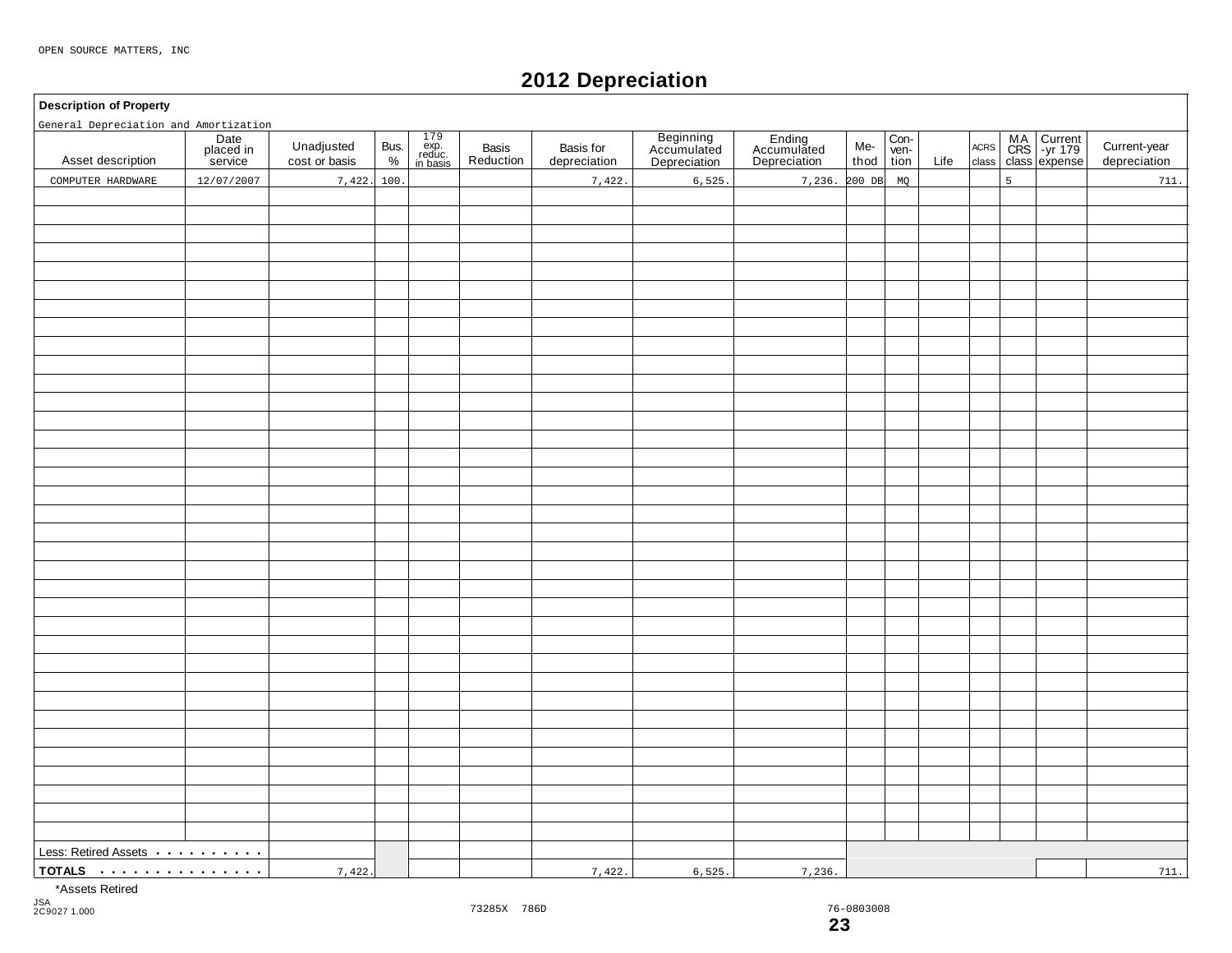OPEN SOURCE MATTERS, INC

# 2012 Depreciation

**Description of Property**

General Depreciation and Amortization

| Asset description | Date placed in service | Unadjusted cost or basis | Bus. % | 179 exp. reduc. in basis | Basis Reduction | Basis for depreciation | Beginning Accumulated Depreciation | Ending Accumulated Depreciation | Me-thod | Con-ven-tion | Life | ACRS class | MA CRS class | Current -yr 179 expense | Current-year depreciation |
|---|---|---|---|---|---|---|---|---|---|---|---|---|---|---|---|
| COMPUTER HARDWARE | 12/07/2007 | 7,422. | 100. | | | 7,422. | 6,525. | 7,236. | 200 DB | MQ | | | 5 | | 711. |
| Less: Retired Assets | | | | | | | | | | | | | | | |
| **TOTALS** | | 7,422. | | | | 7,422. | 6,525. | 7,236. | | | | | | | 711. |

*Assets Retired

JSA
2C9027 1.000

73285X 786D

76-0803008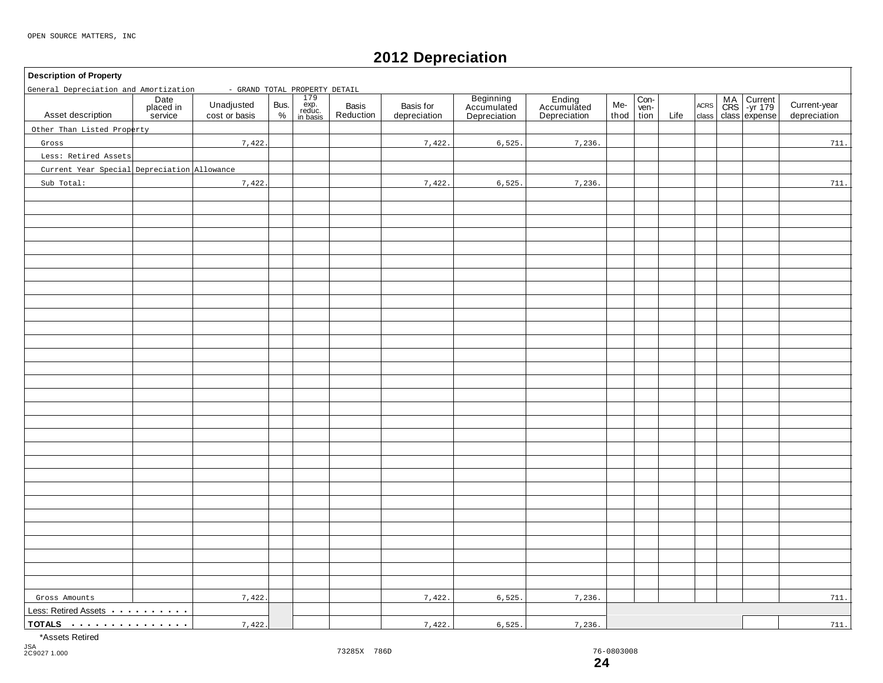OPEN SOURCE MATTERS, INC

# 2012 Depreciation

**Description of Property**

General Depreciation and Amortization - GRAND TOTAL PROPERTY DETAIL

| Asset description | Date placed in service | Unadjusted cost or basis | Bus. % | 179 exp. reduc. in basis | Basis Reduction | Basis for depreciation | Beginning Accumulated Depreciation | Ending Accumulated Depreciation | Me-thod | Con-ven-tion | Life | ACRS class | MA CRS class | Current -yr 179 expense | Current-year depreciation |
|---|---|---|---|---|---|---|---|---|---|---|---|---|---|---|---|
| Other Than Listed Property | | | | | | | | | | | | | | | |
| Gross | | 7,422. | | | | 7,422. | 6,525. | 7,236. | | | | | | | 711. |
| Less: Retired Assets | | | | | | | | | | | | | | | |
| Current Year Special Depreciation Allowance | | | | | | | | | | | | | | | |
| Sub Total: | | 7,422. | | | | 7,422. | 6,525. | 7,236. | | | | | | | 711. |
| Gross Amounts | | 7,422. | | | | 7,422. | 6,525. | 7,236. | | | | | | | 711. |
| Less: Retired Assets | | | | | | | | | | | | | | | |
| **TOTALS** | | 7,422. | | | | 7,422. | 6,525. | 7,236. | | | | | | | 711. |

*Assets Retired

JSA 2C9027 1.000

73285X 786D 76-0803008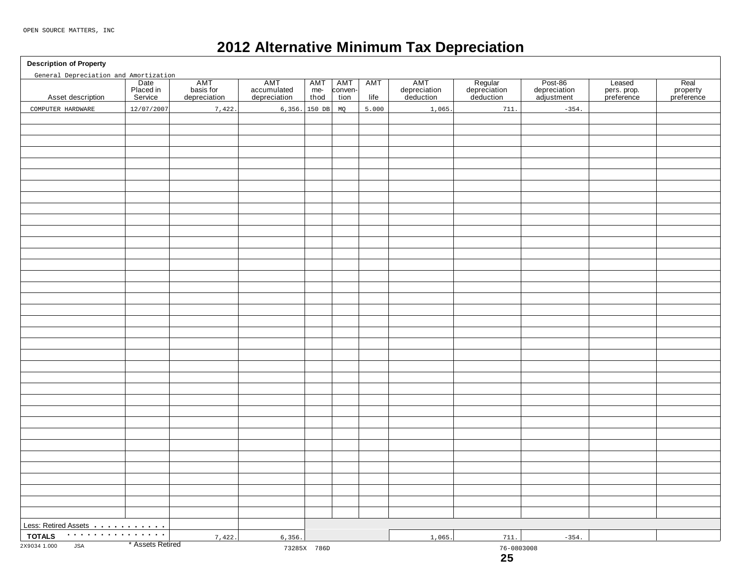OPEN SOURCE MATTERS, INC

# 2012 Alternative Minimum Tax Depreciation

**Description of Property**

General Depreciation and Amortization

| Asset description | Date Placed in Service | AMT basis for depreciation | AMT accumulated depreciation | AMT method | AMT convention | AMT life | AMT depreciation deduction | Regular depreciation deduction | Post-86 depreciation adjustment | Leased pers. prop. preference | Real property preference |
|---|---|---|---|---|---|---|---|---|---|---|---|
| COMPUTER HARDWARE | 12/07/2007 | 7,422. | 6,356. | 150 DB | MQ | 5.000 | 1,065. | 711. | -354. | | |
| Less: Retired Assets | | | | | | | | | | | |
| **TOTALS** | | 7,422. | 6,356. | | | | 1,065. | 711. | -354. | | |

\* Assets Retired

2X9034 1.000 JSA

73285X 786D

76-0803008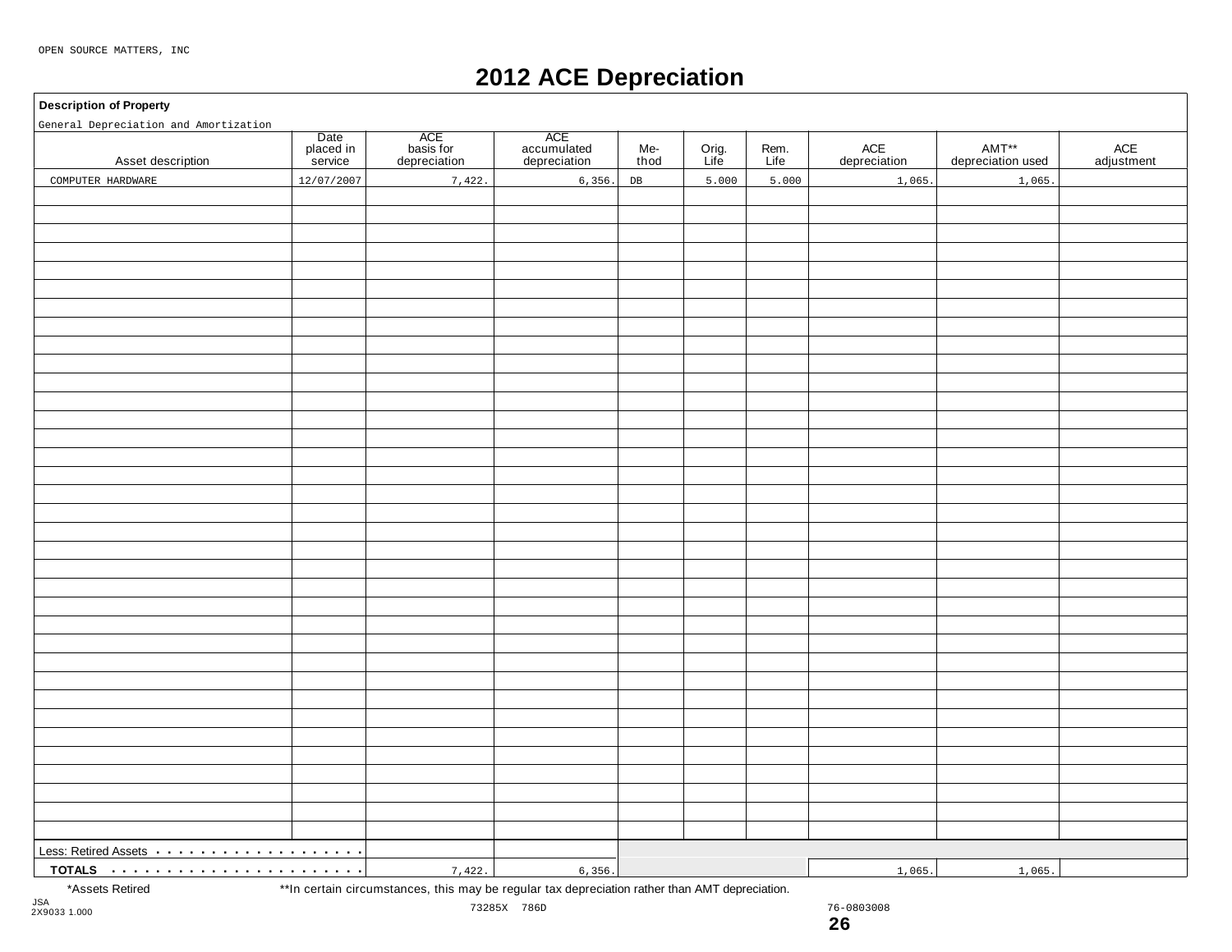OPEN SOURCE MATTERS, INC

# 2012 ACE Depreciation

**Description of Property**

General Depreciation and Amortization

| Asset description | Date placed in service | ACE basis for depreciation | ACE accumulated depreciation | Me-thod | Orig. Life | Rem. Life | ACE depreciation | AMT** depreciation used | ACE adjustment |
|---|---|---|---|---|---|---|---|---|---|
| COMPUTER HARDWARE | 12/07/2007 | 7,422. | 6,356. | DB | 5.000 | 5.000 | 1,065. | 1,065. | |
| Less: Retired Assets | | | | | | | | | |
| **TOTALS** | | 7,422. | 6,356. | | | | 1,065. | 1,065. | |

*Assets Retired **In certain circumstances, this may be regular tax depreciation rather than AMT depreciation.

JSA
2X9033 1.000

73285X 786D 76-0803008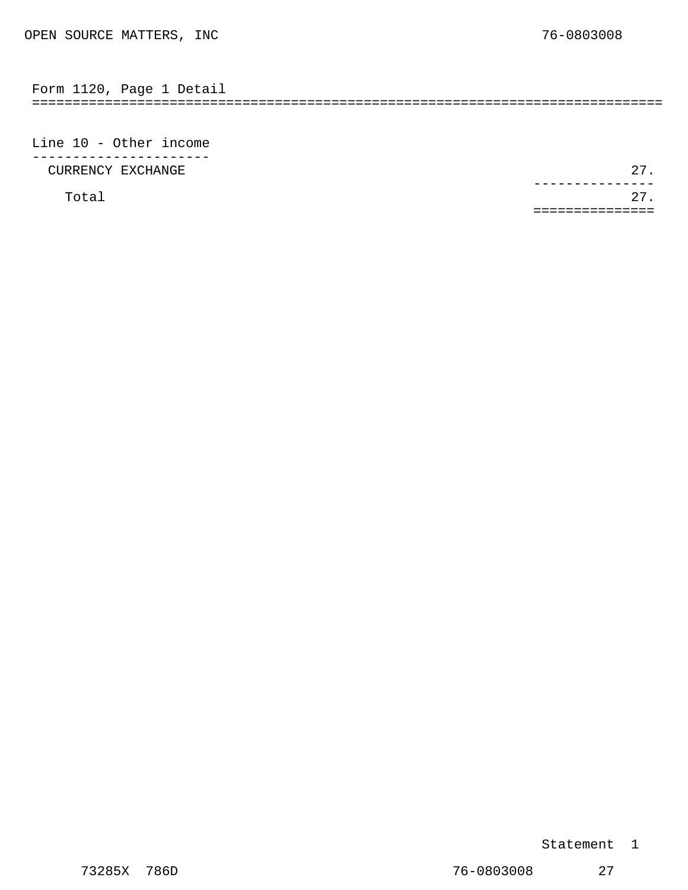OPEN SOURCE MATTERS, INC 76-0803008

## Form 1120, Page 1 Detail

### Line 10 - Other income

| Description | Amount |
|---|---|
| CURRENCY EXCHANGE | 27. |
| Total | 27. |

Statement 1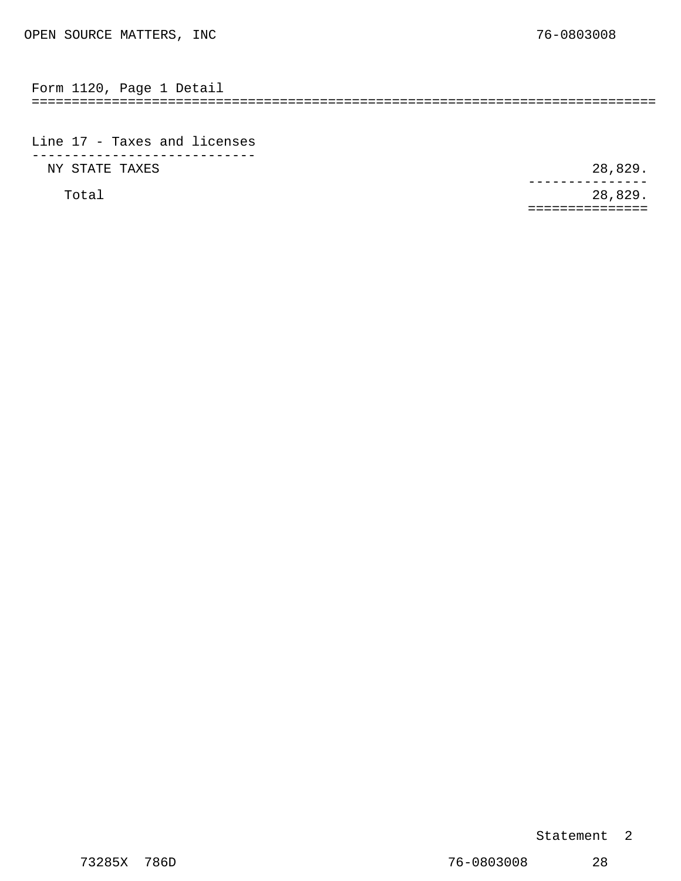OPEN SOURCE MATTERS, INC    76-0803008

## Form 1120, Page 1 Detail

### Line 17 - Taxes and licenses

| Description | Amount |
| --- | --- |
| NY STATE TAXES | 28,829. |
| Total | 28,829. |

Statement 2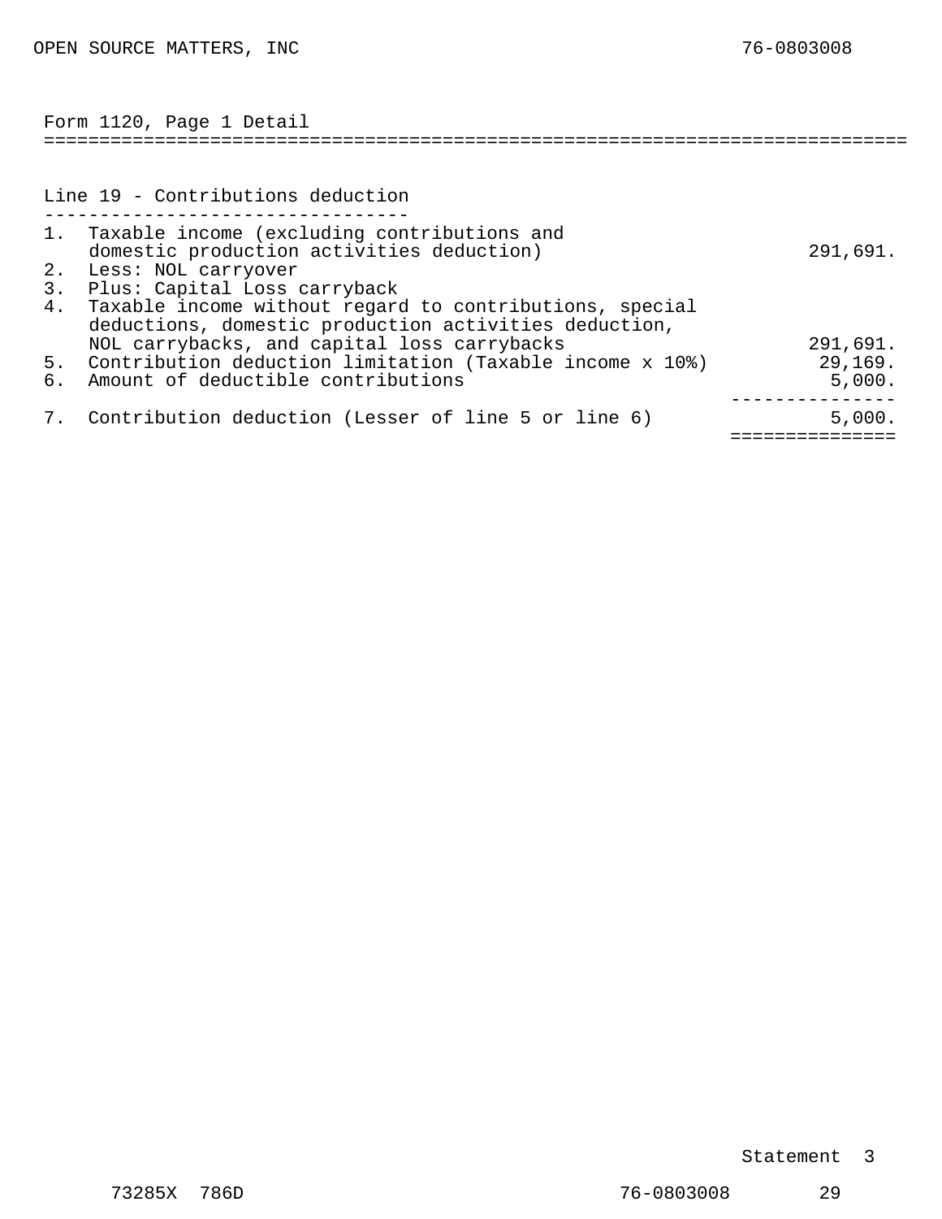OPEN SOURCE MATTERS, INC 76-0803008

## Form 1120, Page 1 Detail

### Line 19 - Contributions deduction

| | | |
|---|---|---|
| 1. | Taxable income (excluding contributions and domestic production activities deduction) | 291,691. |
| 2. | Less: NOL carryover | |
| 3. | Plus: Capital Loss carryback | |
| 4. | Taxable income without regard to contributions, special deductions, domestic production activities deduction, NOL carrybacks, and capital loss carrybacks | 291,691. |
| 5. | Contribution deduction limitation (Taxable income x 10%) | 29,169. |
| 6. | Amount of deductible contributions | 5,000. |
| 7. | Contribution deduction (Lesser of line 5 or line 6) | 5,000. |

Statement 3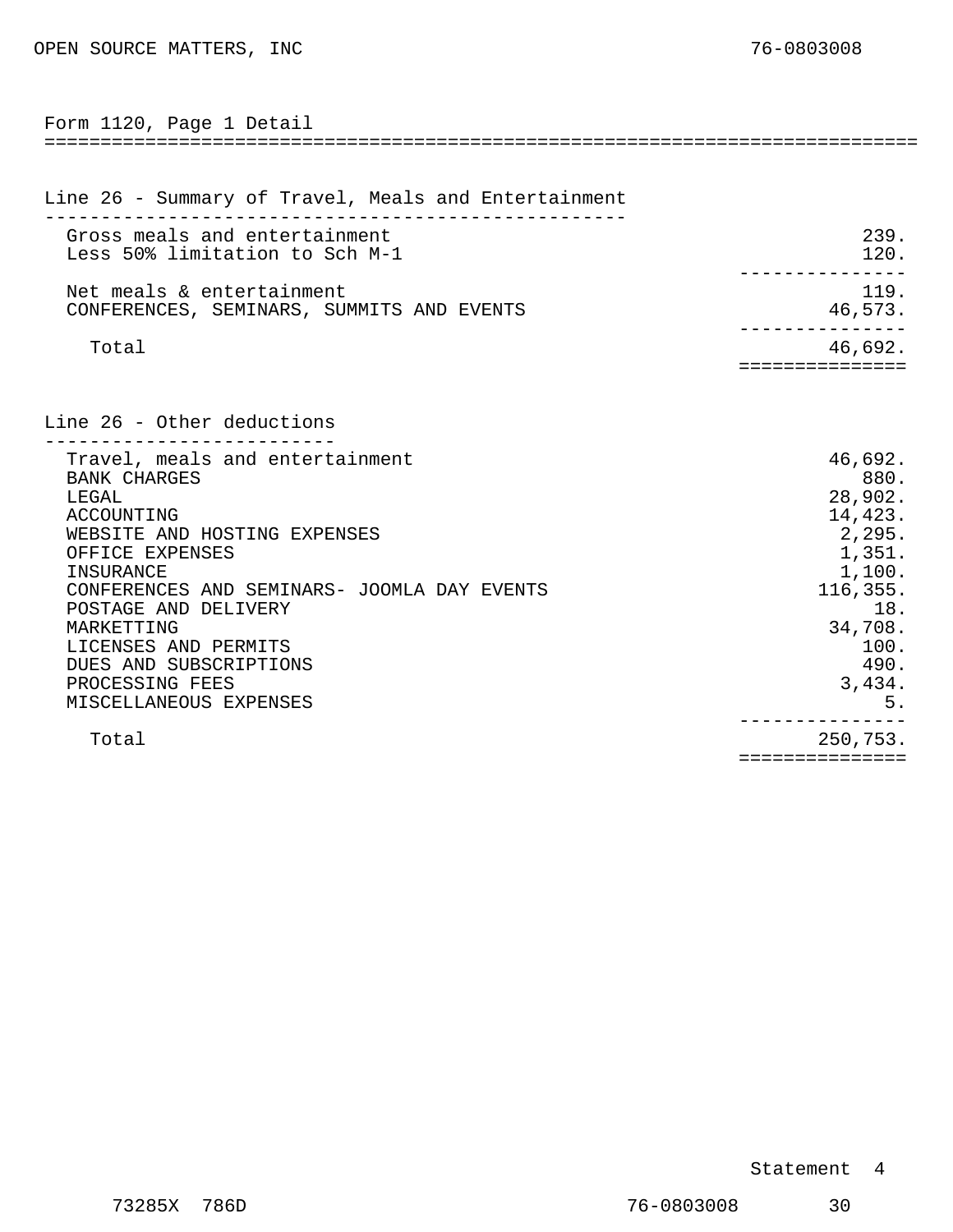OPEN SOURCE MATTERS, INC 76-0803008

## Form 1120, Page 1 Detail

### Line 26 - Summary of Travel, Meals and Entertainment

| Description | Amount |
| --- | --- |
| Gross meals and entertainment | 239. |
| Less 50% limitation to Sch M-1 | 120. |
| Net meals & entertainment | 119. |
| CONFERENCES, SEMINARS, SUMMITS AND EVENTS | 46,573. |
| Total | 46,692. |

### Line 26 - Other deductions

| Description | Amount |
| --- | --- |
| Travel, meals and entertainment | 46,692. |
| BANK CHARGES | 880. |
| LEGAL | 28,902. |
| ACCOUNTING | 14,423. |
| WEBSITE AND HOSTING EXPENSES | 2,295. |
| OFFICE EXPENSES | 1,351. |
| INSURANCE | 1,100. |
| CONFERENCES AND SEMINARS- JOOMLA DAY EVENTS | 116,355. |
| POSTAGE AND DELIVERY | 18. |
| MARKETTING | 34,708. |
| LICENSES AND PERMITS | 100. |
| DUES AND SUBSCRIPTIONS | 490. |
| PROCESSING FEES | 3,434. |
| MISCELLANEOUS EXPENSES | 5. |
| Total | 250,753. |

Statement 4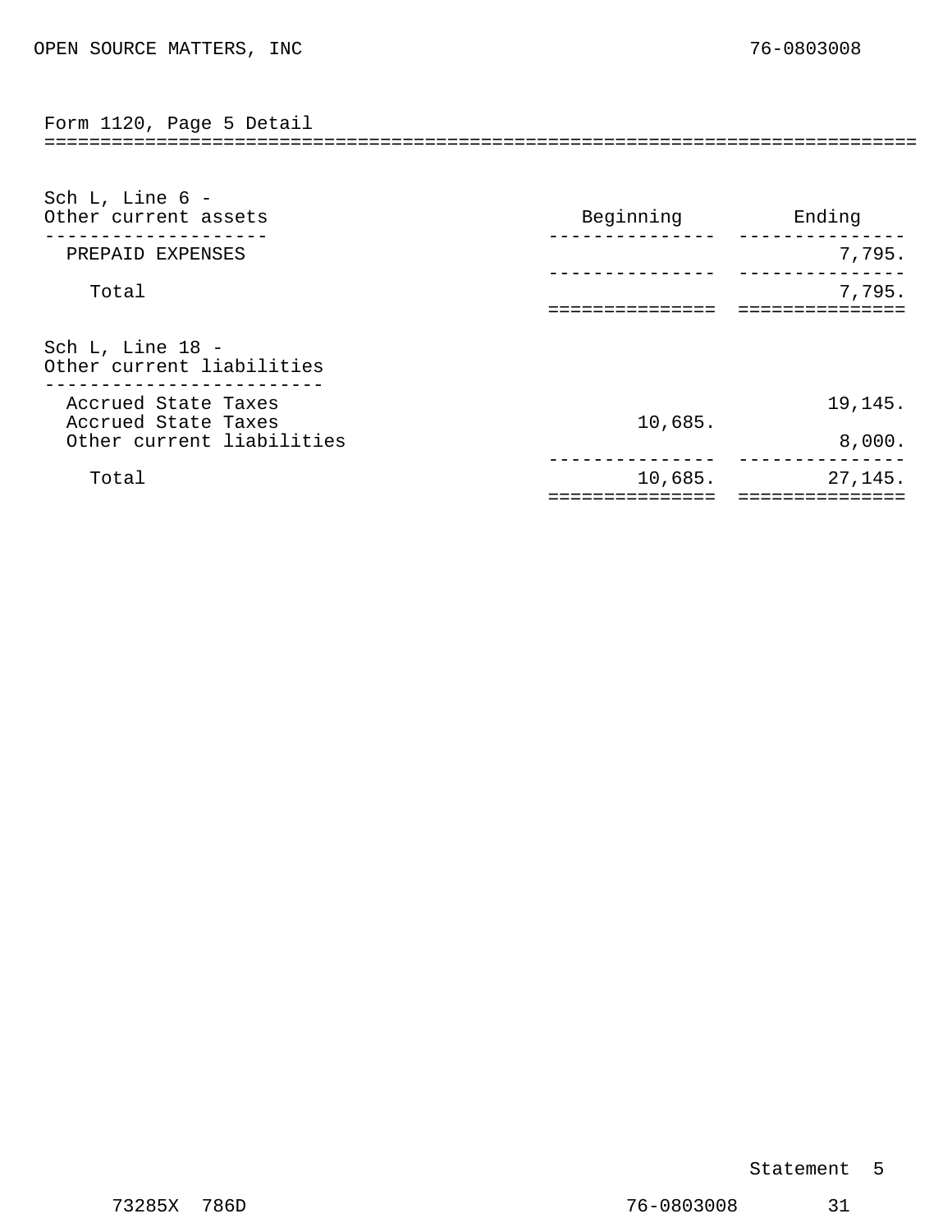OPEN SOURCE MATTERS, INC 76-0803008

## Form 1120, Page 5 Detail

### Sch L, Line 6 - Other current assets

| | Beginning | Ending |
|---|---|---|
| PREPAID EXPENSES | | 7,795. |
| Total | | 7,795. |

### Sch L, Line 18 - Other current liabilities

| | Beginning | Ending |
|---|---|---|
| Accrued State Taxes | | 19,145. |
| Accrued State Taxes | 10,685. | |
| Other current liabilities | | 8,000. |
| Total | 10,685. | 27,145. |

Statement 5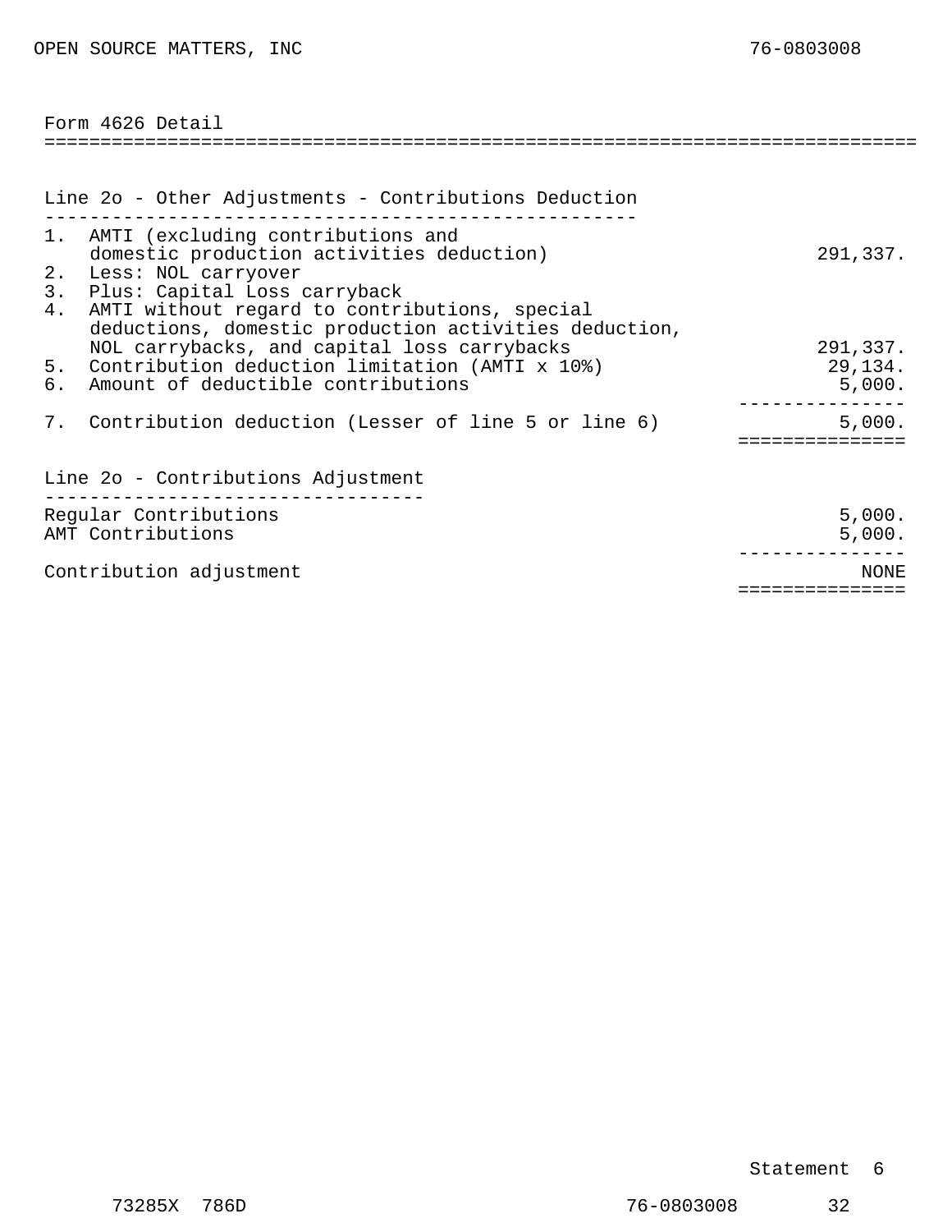OPEN SOURCE MATTERS, INC 76-0803008

## Form 4626 Detail

### Line 2o - Other Adjustments - Contributions Deduction

| | | Amount |
|---|---|---|
| 1. | AMTI (excluding contributions and domestic production activities deduction) | 291,337. |
| 2. | Less: NOL carryover | |
| 3. | Plus: Capital Loss carryback | |
| 4. | AMTI without regard to contributions, special deductions, domestic production activities deduction, NOL carrybacks, and capital loss carrybacks | 291,337. |
| 5. | Contribution deduction limitation (AMTI x 10%) | 29,134. |
| 6. | Amount of deductible contributions | 5,000. |
| 7. | Contribution deduction (Lesser of line 5 or line 6) | 5,000. |

### Line 2o - Contributions Adjustment

| | Amount |
|---|---|
| Regular Contributions | 5,000. |
| AMT Contributions | 5,000. |
| Contribution adjustment | NONE |

Statement 6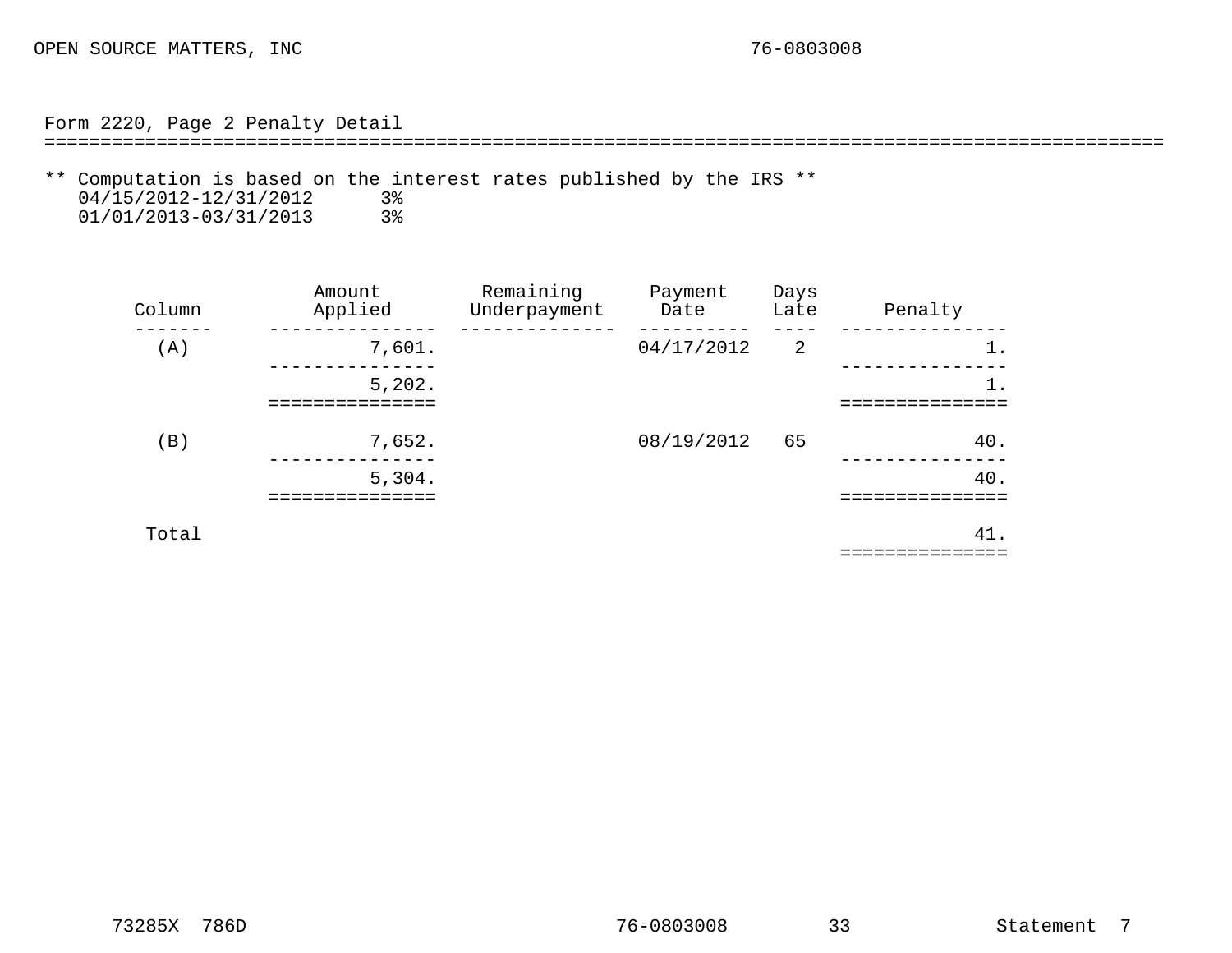OPEN SOURCE MATTERS, INC 76-0803008

## Form 2220, Page 2 Penalty Detail

** Computation is based on the interest rates published by the IRS **

04/15/2012-12/31/2012 3%

01/01/2013-03/31/2013 3%

| Column | Amount Applied | Remaining Underpayment | Payment Date | Days Late | Penalty |
|---|---|---|---|---|---|
| (A) | 7,601. | | 04/17/2012 | 2 | 1. |
| | 5,202. | | | | 1. |
| (B) | 7,652. | | 08/19/2012 | 65 | 40. |
| | 5,304. | | | | 40. |
| Total | | | | | 41. |

73285X 786D 76-0803008 33 Statement 7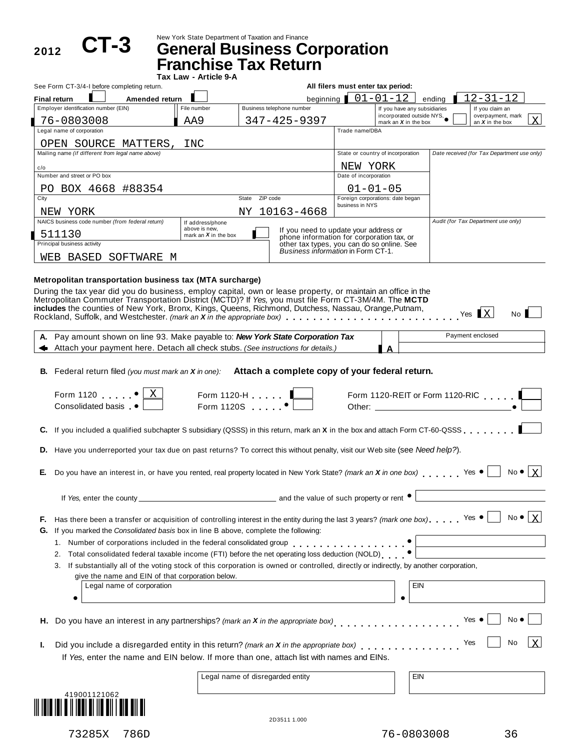2012 **CT-3**

New York State Department of Taxation and Finance

# General Business Corporation Franchise Tax Return

**Tax Law - Article 9-A**

See Form CT-3/4-I before completing return.

**All filers must enter tax period:** beginning 01-01-12 ending 12-31-12

**Final return** [ ] **Amended return** [ ]

| Employer identification number (EIN) | File number | Business telephone number | If you have any subsidiaries incorporated outside NYS, mark an *X* in the box | If you claim an overpayment, mark an *X* in the box |
|---|---|---|---|---|
| 76-0803008 | AA9 | 347-425-9397 | [ ] | X |

| Field | Value |
|---|---|
| Legal name of corporation | OPEN SOURCE MATTERS, INC |
| Trade name/DBA | |
| Mailing name *(if different from legal name above)* | c/o |
| State or country of incorporation | NEW YORK |
| Date received *(for Tax Department use only)* | |
| Number and street or PO box | PO BOX 4668 #88354 |
| Date of incorporation | 01-01-05 |
| City | NEW YORK |
| State | NY |
| ZIP code | 10163-4668 |
| Foreign corporations: date began business in NYS | |
| NAICS business code number *(from federal return)* | 511130 |
| If address/phone above is new, mark an *X* in the box | [ ] |
| Audit *(for Tax Department use only)* | |
| Principal business activity | WEB BASED SOFTWARE M |

If you need to update your address or phone information for corporation tax, or other tax types, you can do so online. See *Business information* in Form CT-1.

**Metropolitan transportation business tax (MTA surcharge)**

During the tax year did you do business, employ capital, own or lease property, or maintain an office in the Metropolitan Commuter Transportation District (MCTD)? If *Yes,* you must file Form CT-3M/4M. The **MCTD includes** the counties of New York, Bronx, Kings, Queens, Richmond, Dutchess, Nassau, Orange, Putnam, Rockland, Suffolk, and Westchester. *(mark an X in the appropriate box)* . . . . . Yes [X] No [ ]

| | | Payment enclosed |
|---|---|---|
| **A.** Pay amount shown on line 93. Make payable to: ***New York State Corporation Tax*** Attach your payment here. Detach all check stubs. *(See instructions for details.)* | A | |

**B.** Federal return filed *(you must mark an X in one):* **Attach a complete copy of your federal return.**

Form 1120 . . . . . [X] Form 1120-H . . . . . [ ] Form 1120-REIT or Form 1120-RIC . . . . . [ ]
Consolidated basis . [ ] Form 1120S . . . . . [ ] Other: ________ [ ]

**C.** If you included a qualified subchapter S subsidiary (QSSS) in this return, mark an **X** in the box and attach Form CT-60-QSSS . . . . . . . . [ ]

**D.** Have you underreported your tax due on past returns? To correct this without penalty, visit our Web site (see *Need help?*).

**E.** Do you have an interest in, or have you rented, real property located in New York State? *(mark an X in one box)* . . . . . . Yes [ ] No [X]

If *Yes,* enter the county ________ and the value of such property or rent ________

**F.** Has there been a transfer or acquisition of controlling interest in the entity during the last 3 years? *(mark one box)* . . . . . Yes [ ] No [X]

**G.** If you marked the *Consolidated basis* box in line B above, complete the following:

1. Number of corporations included in the federal consolidated group . . . . . . . . ________
2. Total consolidated federal taxable income (FTI) before the net operating loss deduction (NOLD) . . . . ________
3. If substantially all of the voting stock of this corporation is owned or controlled, directly or indirectly, by another corporation, give the name and EIN of that corporation below.

| Legal name of corporation | EIN |
|---|---|
| | |

**H.** Do you have an interest in any partnerships? *(mark an X in the appropriate box)* . . . . . . . . Yes [ ] No [ ]

**I.** Did you include a disregarded entity in this return? *(mark an X in the appropriate box)* . . . . . . . . Yes [ ] No [X]

If *Yes*, enter the name and EIN below. If more than one, attach list with names and EINs.

| Legal name of disregarded entity | EIN |
|---|---|
| | |

419001121062

2D3511 1.000

73285X 786D 76-0803008 36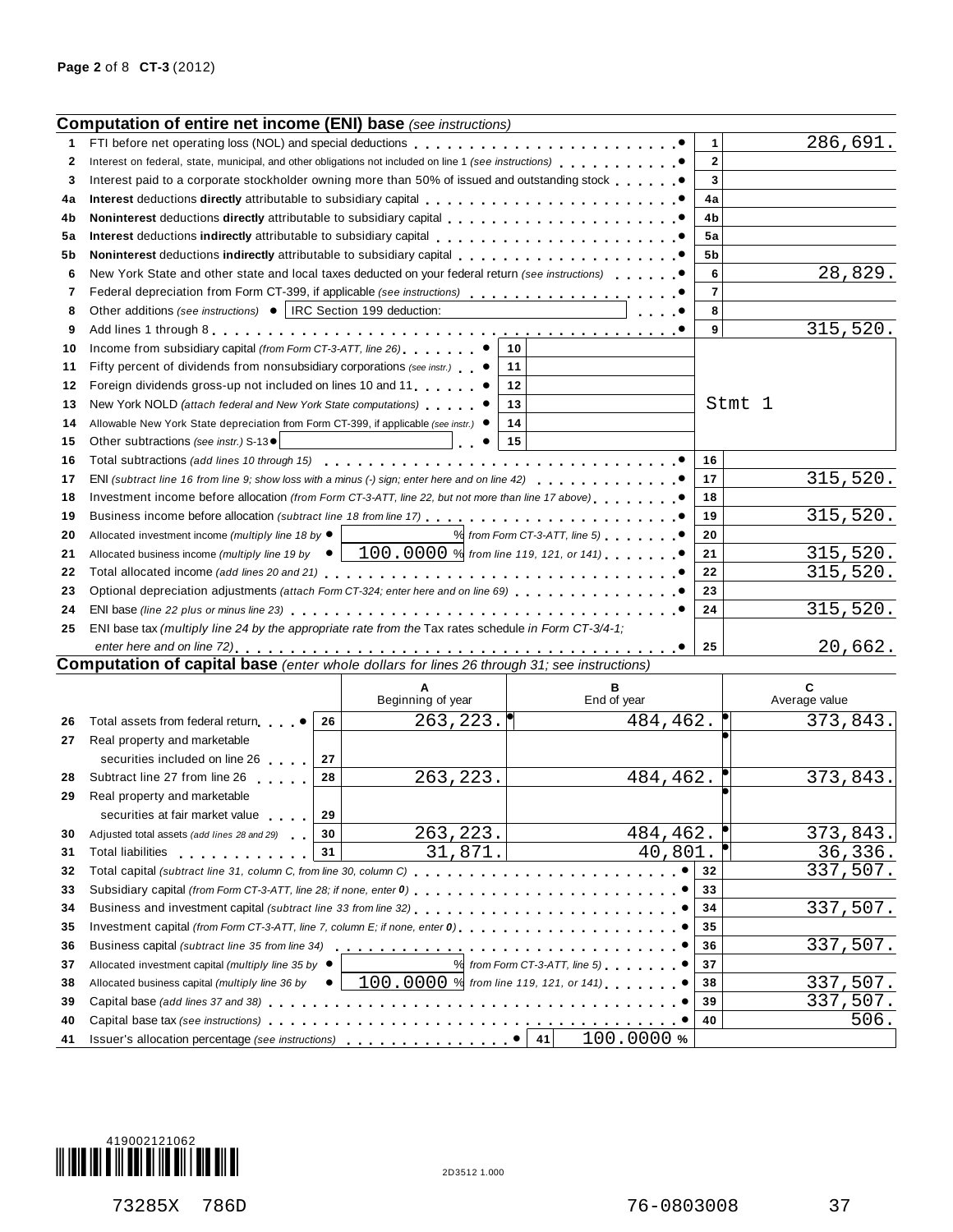**Page 2** of 8 **CT-3** (2012)

## Computation of entire net income (ENI) base *(see instructions)*

| Line | Description | Line | Amount |
|---|---|---|---|
| 1 | FTI before net operating loss (NOL) and special deductions | 1 | 286,691. |
| 2 | Interest on federal, state, municipal, and other obligations not included on line 1 *(see instructions)* | 2 | |
| 3 | Interest paid to a corporate stockholder owning more than 50% of issued and outstanding stock | 3 | |
| 4a | **Interest** deductions **directly** attributable to subsidiary capital | 4a | |
| 4b | **Noninterest** deductions **directly** attributable to subsidiary capital | 4b | |
| 5a | **Interest** deductions **indirectly** attributable to subsidiary capital | 5a | |
| 5b | **Noninterest** deductions **indirectly** attributable to subsidiary capital | 5b | |
| 6 | New York State and other state and local taxes deducted on your federal return *(see instructions)* | 6 | 28,829. |
| 7 | Federal depreciation from Form CT-399, if applicable *(see instructions)* | 7 | |
| 8 | Other additions *(see instructions)* IRC Section 199 deduction: | 8 | |
| 9 | Add lines 1 through 8 | 9 | 315,520. |
| 10 | Income from subsidiary capital *(from Form CT-3-ATT, line 26)* | 10 | |
| 11 | Fifty percent of dividends from nonsubsidiary corporations *(see instr.)* | 11 | |
| 12 | Foreign dividends gross-up not included on lines 10 and 11 | 12 | Stmt 1 |
| 13 | New York NOLD *(attach federal and New York State computations)* | 13 | |
| 14 | Allowable New York State depreciation from Form CT-399, if applicable *(see instr.)* | 14 | |
| 15 | Other subtractions *(see instr.)* S-13 | 15 | |
| 16 | Total subtractions *(add lines 10 through 15)* | 16 | |
| 17 | ENI *(subtract line 16 from line 9; show loss with a minus (-) sign; enter here and on line 42)* | 17 | 315,520. |
| 18 | Investment income before allocation *(from Form CT-3-ATT, line 22, but not more than line 17 above)* | 18 | |
| 19 | Business income before allocation *(subtract line 18 from line 17)* | 19 | 315,520. |
| 20 | Allocated investment income *(multiply line 18 by ____ % from Form CT-3-ATT, line 5)* | 20 | |
| 21 | Allocated business income *(multiply line 19 by 100.0000 % from line 119, 121, or 141)* | 21 | 315,520. |
| 22 | Total allocated income *(add lines 20 and 21)* | 22 | 315,520. |
| 23 | Optional depreciation adjustments *(attach Form CT-324; enter here and on line 69)* | 23 | |
| 24 | ENI base *(line 22 plus or minus line 23)* | 24 | 315,520. |
| 25 | ENI base tax *(multiply line 24 by the appropriate rate from the Tax rates schedule in Form CT-3/4-1; enter here and on line 72)* | 25 | 20,662. |

## Computation of capital base *(enter whole dollars for lines 26 through 31; see instructions)*

| Line | Description | | A Beginning of year | B End of year | C Average value |
|---|---|---|---|---|---|
| 26 | Total assets from federal return | 26 | 263,223. | 484,462. | 373,843. |
| 27 | Real property and marketable securities included on line 26 | 27 | | | |
| 28 | Subtract line 27 from line 26 | 28 | 263,223. | 484,462. | 373,843. |
| 29 | Real property and marketable securities at fair market value | 29 | | | |
| 30 | Adjusted total assets *(add lines 28 and 29)* | 30 | 263,223. | 484,462. | 373,843. |
| 31 | Total liabilities | 31 | 31,871. | 40,801. | 36,336. |

| Line | Description | Line | Amount |
|---|---|---|---|
| 32 | Total capital *(subtract line 31, column C, from line 30, column C)* | 32 | 337,507. |
| 33 | Subsidiary capital *(from Form CT-3-ATT, line 28; if none, enter 0)* | 33 | |
| 34 | Business and investment capital *(subtract line 33 from line 32)* | 34 | 337,507. |
| 35 | Investment capital *(from Form CT-3-ATT, line 7, column E; if none, enter 0)* | 35 | |
| 36 | Business capital *(subtract line 35 from line 34)* | 36 | 337,507. |
| 37 | Allocated investment capital *(multiply line 35 by ____ % from Form CT-3-ATT, line 5)* | 37 | |
| 38 | Allocated business capital *(multiply line 36 by 100.0000 % from line 119, 121, or 141)* | 38 | 337,507. |
| 39 | Capital base *(add lines 37 and 38)* | 39 | 337,507. |
| 40 | Capital base tax *(see instructions)* | 40 | 506. |
| 41 | Issuer's allocation percentage *(see instructions)* | 41 | 100.0000 % |

419002121062

2D3512 1.000

73285X 786D 76-0803008 37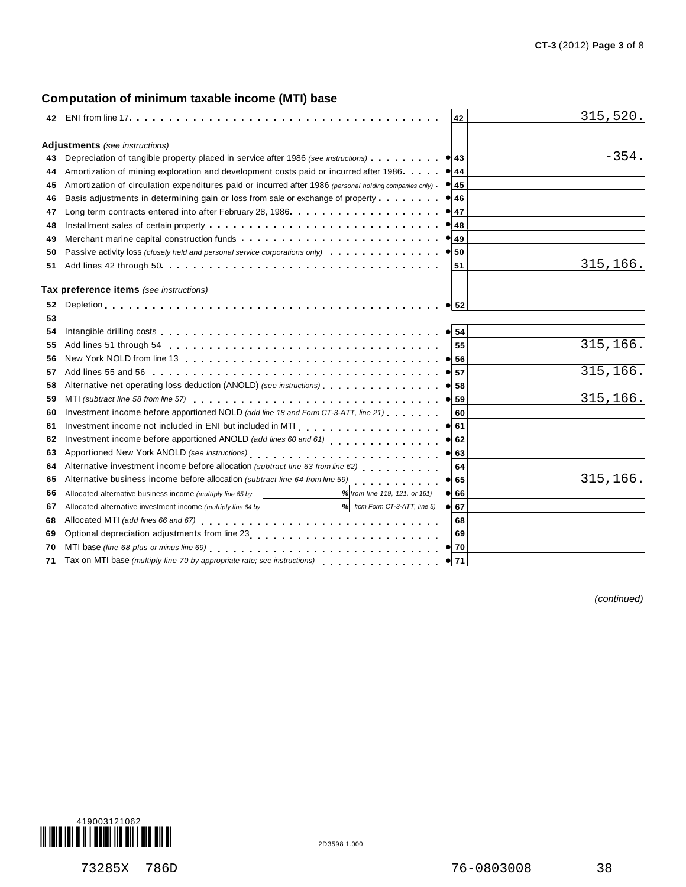## Computation of minimum taxable income (MTI) base

| Line | Description | | Line | Amount |
|---|---|---|---|---|
| 42 | ENI from line 17 | | 42 | 315,520. |
| | **Adjustments** *(see instructions)* | | | |
| 43 | Depreciation of tangible property placed in service after 1986 *(see instructions)* | ● | 43 | -354. |
| 44 | Amortization of mining exploration and development costs paid or incurred after 1986 | ● | 44 | |
| 45 | Amortization of circulation expenditures paid or incurred after 1986 *(personal holding companies only)* | ● | 45 | |
| 46 | Basis adjustments in determining gain or loss from sale or exchange of property | ● | 46 | |
| 47 | Long term contracts entered into after February 28, 1986 | ● | 47 | |
| 48 | Installment sales of certain property | ● | 48 | |
| 49 | Merchant marine capital construction funds | ● | 49 | |
| 50 | Passive activity loss *(closely held and personal service corporations only)* | ● | 50 | |
| 51 | Add lines 42 through 50 | | 51 | 315,166. |
| | **Tax preference items** *(see instructions)* | | | |
| 52 | Depletion | ● | 52 | |
| 53 | | | | |
| 54 | Intangible drilling costs | ● | 54 | |
| 55 | Add lines 51 through 54 | | 55 | 315,166. |
| 56 | New York NOLD from line 13 | ● | 56 | |
| 57 | Add lines 55 and 56 | ● | 57 | 315,166. |
| 58 | Alternative net operating loss deduction (ANOLD) *(see instructions)* | ● | 58 | |
| 59 | MTI *(subtract line 58 from line 57)* | ● | 59 | 315,166. |
| 60 | Investment income before apportioned NOLD *(add line 18 and Form CT-3-ATT, line 21)* | | 60 | |
| 61 | Investment income not included in ENI but included in MTI | ● | 61 | |
| 62 | Investment income before apportioned ANOLD *(add lines 60 and 61)* | ● | 62 | |
| 63 | Apportioned New York ANOLD *(see instructions)* | ● | 63 | |
| 64 | Alternative investment income before allocation *(subtract line 63 from line 62)* | | 64 | |
| 65 | Alternative business income before allocation *(subtract line 64 from line 59)* | ● | 65 | 315,166. |
| 66 | Allocated alternative business income *(multiply line 65 by* ____ *% from line 119, 121, or 161)* | ● | 66 | |
| 67 | Allocated alternative investment income *(multiply line 64 by* ____ *% from Form CT-3-ATT, line 5)* | ● | 67 | |
| 68 | Allocated MTI *(add lines 66 and 67)* | | 68 | |
| 69 | Optional depreciation adjustments from line 23 | | 69 | |
| 70 | MTI base *(line 68 plus or minus line 69)* | ● | 70 | |
| 71 | Tax on MTI base *(multiply line 70 by appropriate rate; see instructions)* | ● | 71 | |

*(continued)*

419003121062

2D3598 1.000

73285X 786D 76-0803008 38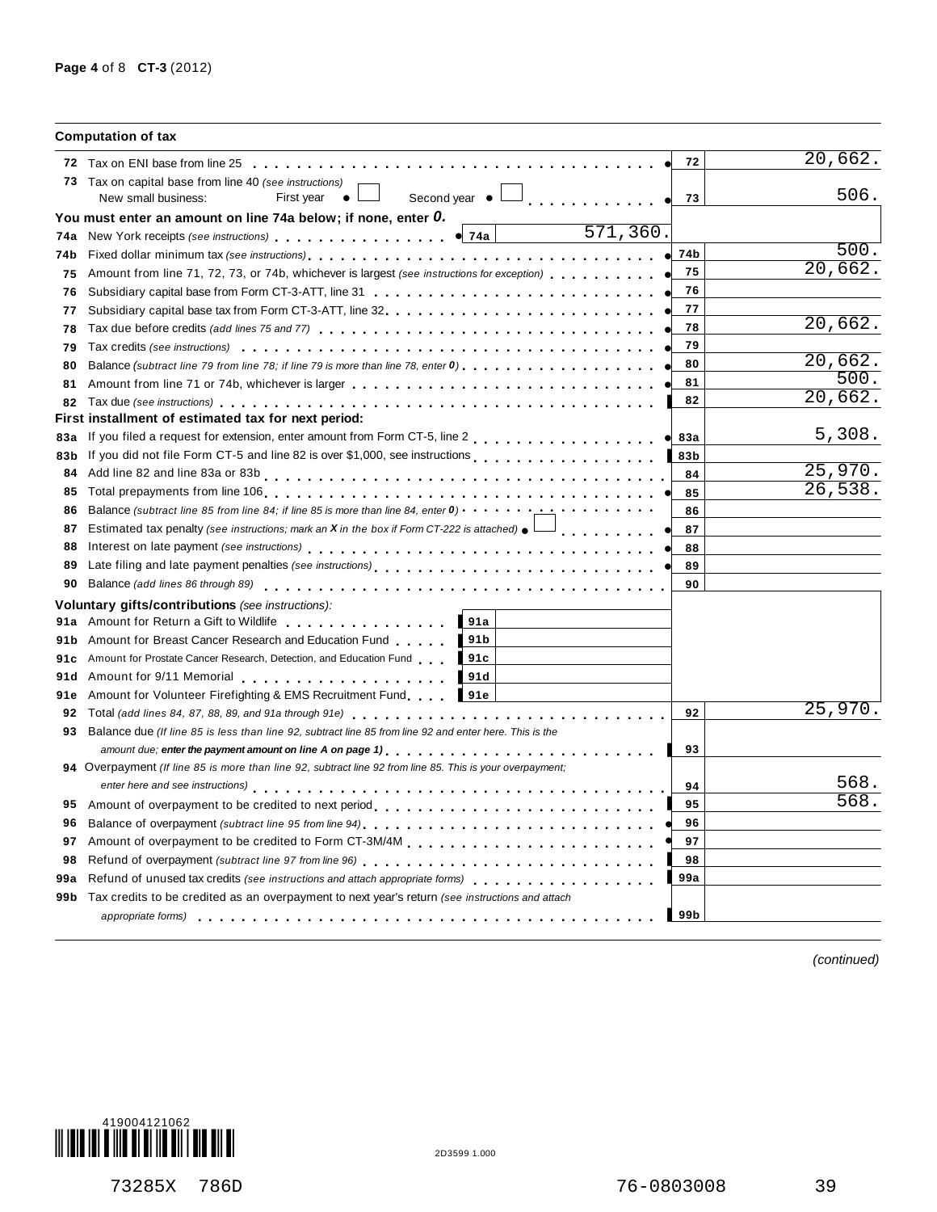## Computation of tax

| Line | Description | | | Line | Amount |
|---|---|---|---|---|---|
| 72 | Tax on ENI base from line 25 | | | 72 | 20,662. |
| 73 | Tax on capital base from line 40 *(see instructions)* New small business: First year ☐ Second year ☐ | | | 73 | 506. |
| | **You must enter an amount on line 74a below; if none, enter *0*.** | | | | |
| 74a | New York receipts *(see instructions)* | 74a | 571,360. | | |
| 74b | Fixed dollar minimum tax *(see instructions)* | | | 74b | 500. |
| 75 | Amount from line 71, 72, 73, or 74b, whichever is largest *(see instructions for exception)* | | | 75 | 20,662. |
| 76 | Subsidiary capital base from Form CT-3-ATT, line 31 | | | 76 | |
| 77 | Subsidiary capital base tax from Form CT-3-ATT, line 32 | | | 77 | |
| 78 | Tax due before credits *(add lines 75 and 77)* | | | 78 | 20,662. |
| 79 | Tax credits *(see instructions)* | | | 79 | |
| 80 | Balance *(subtract line 79 from line 78; if line 79 is more than line 78, enter 0)* | | | 80 | 20,662. |
| 81 | Amount from line 71 or 74b, whichever is larger | | | 81 | 500. |
| 82 | Tax due *(see instructions)* | | | 82 | 20,662. |
| | **First installment of estimated tax for next period:** | | | | |
| 83a | If you filed a request for extension, enter amount from Form CT-5, line 2 | | | 83a | 5,308. |
| 83b | If you did not file Form CT-5 and line 82 is over $1,000, see instructions | | | 83b | |
| 84 | Add line 82 and line 83a or 83b | | | 84 | 25,970. |
| 85 | Total prepayments from line 106 | | | 85 | 26,538. |
| 86 | Balance *(subtract line 85 from line 84; if line 85 is more than line 84, enter 0)* | | | 86 | |
| 87 | Estimated tax penalty *(see instructions; mark an X in the box if Form CT-222 is attached)* ☐ | | | 87 | |
| 88 | Interest on late payment *(see instructions)* | | | 88 | |
| 89 | Late filing and late payment penalties *(see instructions)* | | | 89 | |
| 90 | Balance *(add lines 86 through 89)* | | | 90 | |
| | **Voluntary gifts/contributions** *(see instructions)*: | | | | |
| 91a | Amount for Return a Gift to Wildlife | 91a | | | |
| 91b | Amount for Breast Cancer Research and Education Fund | 91b | | | |
| 91c | Amount for Prostate Cancer Research, Detection, and Education Fund | 91c | | | |
| 91d | Amount for 9/11 Memorial | 91d | | | |
| 91e | Amount for Volunteer Firefighting & EMS Recruitment Fund | 91e | | | |
| 92 | Total *(add lines 84, 87, 88, 89, and 91a through 91e)* | | | 92 | 25,970. |
| 93 | Balance due *(If line 85 is less than line 92, subtract line 85 from line 92 and enter here. This is the amount due; **enter the payment amount on line A on page 1**)* | | | 93 | |
| 94 | Overpayment *(If line 85 is more than line 92, subtract line 92 from line 85. This is your overpayment; enter here and see instructions)* | | | 94 | 568. |
| 95 | Amount of overpayment to be credited to next period | | | 95 | 568. |
| 96 | Balance of overpayment *(subtract line 95 from line 94)* | | | 96 | |
| 97 | Amount of overpayment to be credited to Form CT-3M/4M | | | 97 | |
| 98 | Refund of overpayment *(subtract line 97 from line 96)* | | | 98 | |
| 99a | Refund of unused tax credits *(see instructions and attach appropriate forms)* | | | 99a | |
| 99b | Tax credits to be credited as an overpayment to next year's return *(see instructions and attach appropriate forms)* | | | 99b | |

*(continued)*

419004121062

2D3599 1.000

73285X 786D 76-0803008 39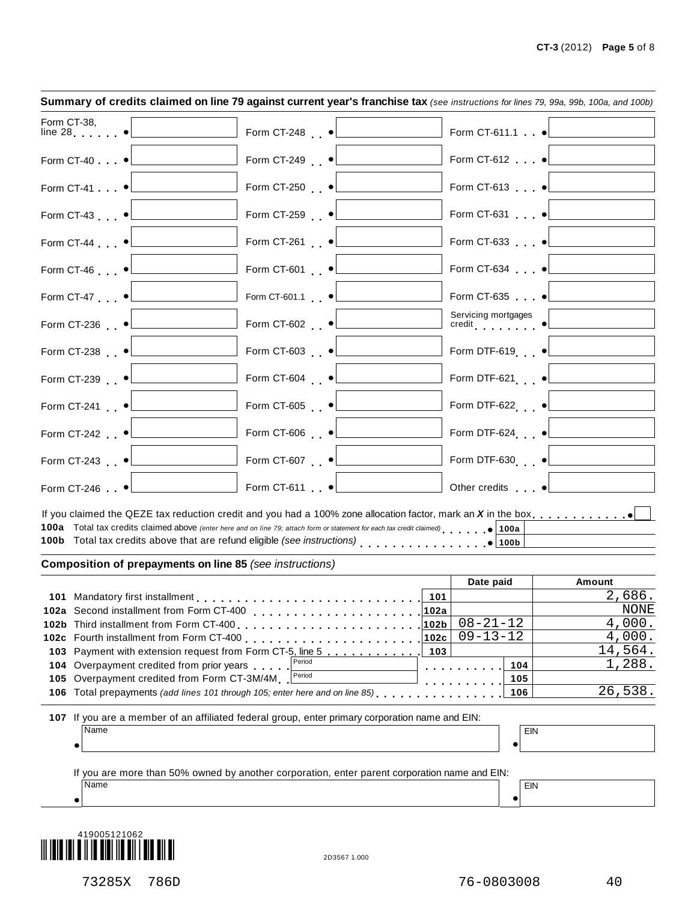## Summary of credits claimed on line 79 against current year's franchise tax *(see instructions for lines 79, 99a, 99b, 100a, and 100b)*

| Form | Amount | Form | Amount | Form | Amount |
|---|---|---|---|---|---|
| Form CT-38, line 28 | | Form CT-248 | | Form CT-611.1 | |
| Form CT-40 | | Form CT-249 | | Form CT-612 | |
| Form CT-41 | | Form CT-250 | | Form CT-613 | |
| Form CT-43 | | Form CT-259 | | Form CT-631 | |
| Form CT-44 | | Form CT-261 | | Form CT-633 | |
| Form CT-46 | | Form CT-601 | | Form CT-634 | |
| Form CT-47 | | Form CT-601.1 | | Form CT-635 | |
| Form CT-236 | | Form CT-602 | | Servicing mortgages credit | |
| Form CT-238 | | Form CT-603 | | Form DTF-619 | |
| Form CT-239 | | Form CT-604 | | Form DTF-621 | |
| Form CT-241 | | Form CT-605 | | Form DTF-622 | |
| Form CT-242 | | Form CT-606 | | Form DTF-624 | |
| Form CT-243 | | Form CT-607 | | Form DTF-630 | |
| Form CT-246 | | Form CT-611 | | Other credits | |

If you claimed the QEZE tax reduction credit and you had a 100% zone allocation factor, mark an ***X*** in the box ☐

| | | | |
|---|---|---|---|
| **100a** | Total tax credits claimed above *(enter here and on line 79; attach form or statement for each tax credit claimed)* | **100a** | |
| **100b** | Total tax credits above that are refund eligible *(see instructions)* | **100b** | |

## Composition of prepayments on line 85 *(see instructions)*

| | | | Date paid | Amount |
|---|---|---|---|---|
| **101** | Mandatory first installment | **101** | | 2,686. |
| **102a** | Second installment from Form CT-400 | **102a** | | NONE |
| **102b** | Third installment from Form CT-400 | **102b** | 08-21-12 | 4,000. |
| **102c** | Fourth installment from Form CT-400 | **102c** | 09-13-12 | 4,000. |
| **103** | Payment with extension request from Form CT-5, line 5 | **103** | | 14,564. |
| **104** | Overpayment credited from prior years (Period: ) | | **104** | 1,288. |
| **105** | Overpayment credited from Form CT-3M/4M (Period: ) | | **105** | |
| **106** | Total prepayments *(add lines 101 through 105; enter here and on line 85)* | | **106** | 26,538. |

**107** If you are a member of an affiliated federal group, enter primary corporation name and EIN:

| Name | EIN |
|---|---|
| | |

If you are more than 50% owned by another corporation, enter parent corporation name and EIN:

| Name | EIN |
|---|---|
| | |

419005121062

2D3567 1.000

73285X 786D 76-0803008 40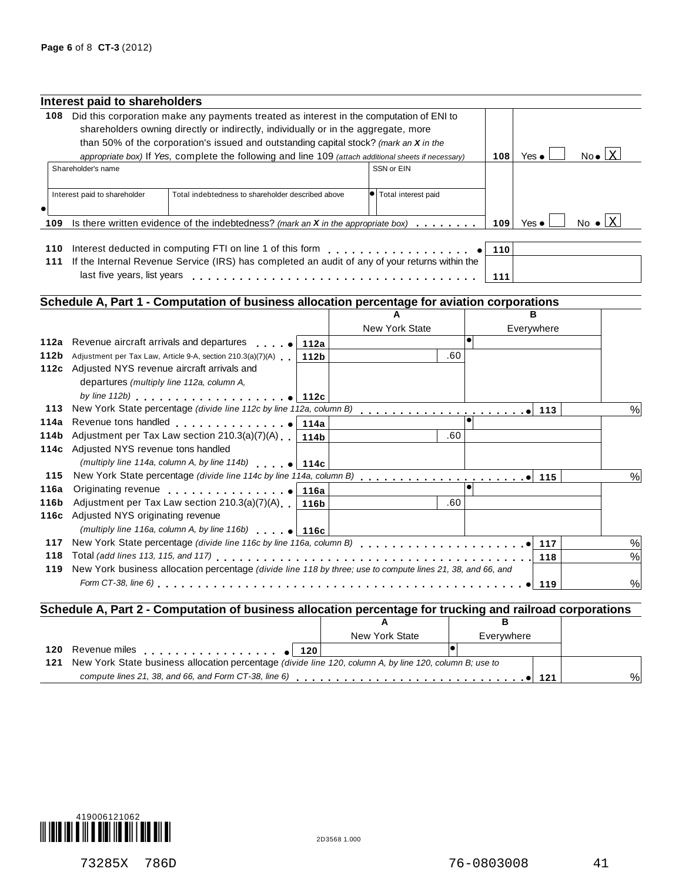## Interest paid to shareholders

**108** Did this corporation make any payments treated as interest in the computation of ENI to shareholders owning directly or indirectly, individually or in the aggregate, more than 50% of the corporation's issued and outstanding capital stock? *(mark an X in the appropriate box)* If *Yes*, complete the following and line 109 *(attach additional sheets if necessary)* — **108** Yes ☐ No ☒

| Shareholder's name | | SSN or EIN |
|---|---|---|
| | | |
| **Interest paid to shareholder** | **Total indebtedness to shareholder described above** | **Total interest paid** |
| | | |

**109** Is there written evidence of the indebtedness? *(mark an X in the appropriate box)* — **109** Yes ☐ No ☒

**110** Interest deducted in computing FTI on line 1 of this form — **110**

**111** If the Internal Revenue Service (IRS) has completed an audit of any of your returns within the last five years, list years — **111**

## Schedule A, Part 1 - Computation of business allocation percentage for aviation corporations

| Line | Description | | A New York State | B Everywhere |
|---|---|---|---|---|
| 112a | Revenue aircraft arrivals and departures | 112a | | |
| 112b | Adjustment per Tax Law, Article 9-A, section 210.3(a)(7)(A) | 112b | .60 | |
| 112c | Adjusted NYS revenue aircraft arrivals and departures *(multiply line 112a, column A, by line 112b)* | 112c | | |
| 113 | New York State percentage *(divide line 112c by line 112a, column B)* | | 113 | % |
| 114a | Revenue tons handled | 114a | | |
| 114b | Adjustment per Tax Law section 210.3(a)(7)(A) | 114b | .60 | |
| 114c | Adjusted NYS revenue tons handled *(multiply line 114a, column A, by line 114b)* | 114c | | |
| 115 | New York State percentage *(divide line 114c by line 114a, column B)* | | 115 | % |
| 116a | Originating revenue | 116a | | |
| 116b | Adjustment per Tax Law section 210.3(a)(7)(A) | 116b | .60 | |
| 116c | Adjusted NYS originating revenue *(multiply line 116a, column A, by line 116b)* | 116c | | |
| 117 | New York State percentage *(divide line 116c by line 116a, column B)* | | 117 | % |
| 118 | Total *(add lines 113, 115, and 117)* | | 118 | % |
| 119 | New York business allocation percentage *(divide line 118 by three; use to compute lines 21, 38, and 66, and Form CT-38, line 6)* | | 119 | % |

## Schedule A, Part 2 - Computation of business allocation percentage for trucking and railroad corporations

| Line | Description | | A New York State | B Everywhere |
|---|---|---|---|---|
| 120 | Revenue miles | 120 | | |
| 121 | New York State business allocation percentage *(divide line 120, column A, by line 120, column B; use to compute lines 21, 38, and 66, and Form CT-38, line 6)* | | 121 | % |

73285X 786D 76-0803008 41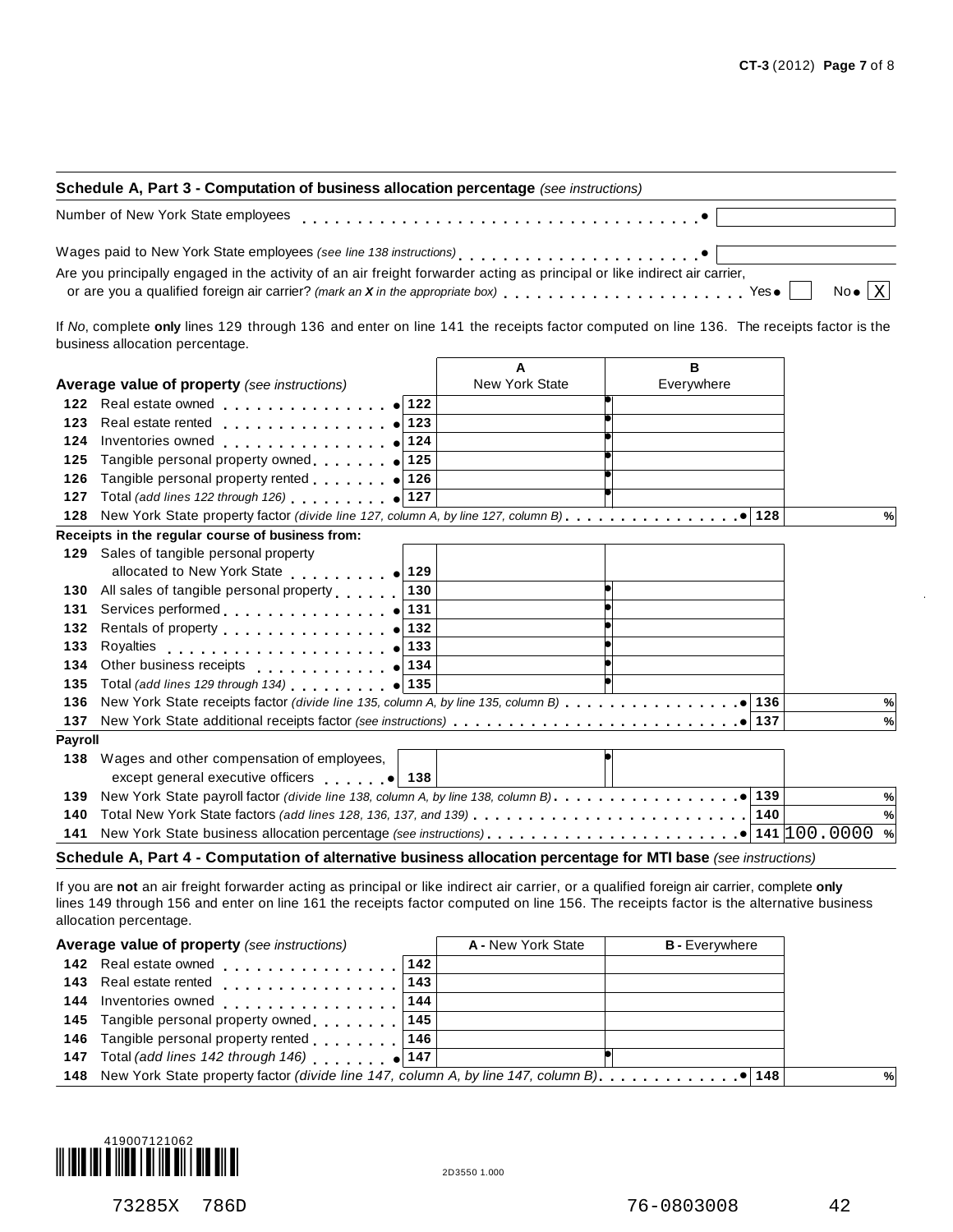## Schedule A, Part 3 - Computation of business allocation percentage *(see instructions)*

Number of New York State employees . . . . . . . . . . . . . . . . . . . . . . . . . . . . . . . . . ●

Wages paid to New York State employees *(see line 138 instructions)* . . . . . . . . . . . . . . . . . . . . . ●

Are you principally engaged in the activity of an air freight forwarder acting as principal or like indirect air carrier, or are you a qualified foreign air carrier? *(mark an X in the appropriate box)* . . . . . . . . . . . . . . . . . . . . . Yes ● [ ] No ● [X]

If *No*, complete **only** lines 129 through 136 and enter on line 141 the receipts factor computed on line 136. The receipts factor is the business allocation percentage.

| **Average value of property** *(see instructions)* | | A New York State | B Everywhere | |
|---|---|---|---|---|
| 122 Real estate owned | 122 | | | |
| 123 Real estate rented | 123 | | | |
| 124 Inventories owned | 124 | | | |
| 125 Tangible personal property owned | 125 | | | |
| 126 Tangible personal property rented | 126 | | | |
| 127 Total *(add lines 122 through 126)* | 127 | | | |
| 128 New York State property factor *(divide line 127, column A, by line 127, column B)* | | | 128 | % |
| **Receipts in the regular course of business from:** | | | | |
| 129 Sales of tangible personal property allocated to New York State | 129 | | | |
| 130 All sales of tangible personal property | 130 | | | |
| 131 Services performed | 131 | | | |
| 132 Rentals of property | 132 | | | |
| 133 Royalties | 133 | | | |
| 134 Other business receipts | 134 | | | |
| 135 Total *(add lines 129 through 134)* | 135 | | | |
| 136 New York State receipts factor *(divide line 135, column A, by line 135, column B)* | | | 136 | % |
| 137 New York State additional receipts factor *(see instructions)* | | | 137 | % |
| **Payroll** | | | | |
| 138 Wages and other compensation of employees, except general executive officers | 138 | | | |
| 139 New York State payroll factor *(divide line 138, column A, by line 138, column B)* | | | 139 | % |
| 140 Total New York State factors *(add lines 128, 136, 137, and 139)* | | | 140 | % |
| 141 New York State business allocation percentage *(see instructions)* | | | 141 | 100.0000 % |

## Schedule A, Part 4 - Computation of alternative business allocation percentage for MTI base *(see instructions)*

If you are **not** an air freight forwarder acting as principal or like indirect air carrier, or a qualified foreign air carrier, complete **only** lines 149 through 156 and enter on line 161 the receipts factor computed on line 156. The receipts factor is the alternative business allocation percentage.

| **Average value of property** *(see instructions)* | | **A -** New York State | **B -** Everywhere | |
|---|---|---|---|---|
| 142 Real estate owned | 142 | | | |
| 143 Real estate rented | 143 | | | |
| 144 Inventories owned | 144 | | | |
| 145 Tangible personal property owned | 145 | | | |
| 146 Tangible personal property rented | 146 | | | |
| 147 Total *(add lines 142 through 146)* | 147 | | | |
| 148 New York State property factor *(divide line 147, column A, by line 147, column B)* | | | 148 | % |

419007121062

2D3550 1.000

73285X 786D 76-0803008 42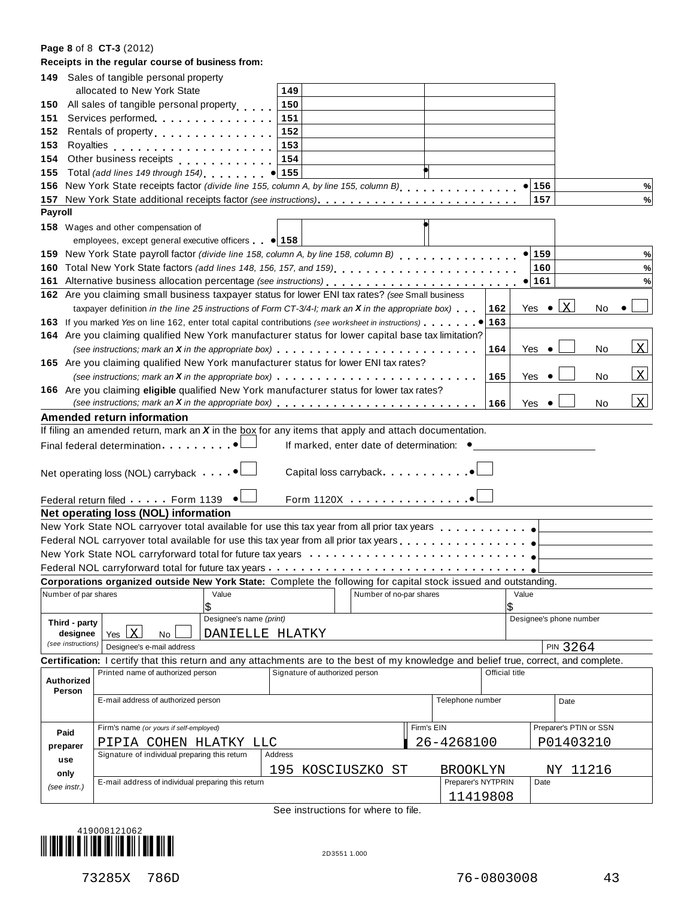**CT-3 (2012)**

**Receipts in the regular course of business from:**

| Line | Description | | Column A | Column B | |
|---|---|---|---|---|---|
| 149 | Sales of tangible personal property allocated to New York State | 149 | | | |
| 150 | All sales of tangible personal property | 150 | | | |
| 151 | Services performed | 151 | | | |
| 152 | Rentals of property | 152 | | | |
| 153 | Royalties | 153 | | | |
| 154 | Other business receipts | 154 | | | |
| 155 | Total *(add lines 149 through 154)* | 155 | | | |
| 156 | New York State receipts factor *(divide line 155, column A, by line 155, column B)* | | | 156 | % |
| 157 | New York State additional receipts factor *(see instructions)* | | | 157 | % |

**Payroll**

| Line | Description | | Column A | Column B | |
|---|---|---|---|---|---|
| 158 | Wages and other compensation of employees, except general executive officers | 158 | | | |
| 159 | New York State payroll factor *(divide line 158, column A, by line 158, column B)* | | | 159 | % |
| 160 | Total New York State factors *(add lines 148, 156, 157, and 159)* | | | 160 | % |
| 161 | Alternative business allocation percentage *(see instructions)* | | | 161 | % |

| Line | Question | | Yes | No |
|---|---|---|---|---|
| 162 | Are you claiming small business taxpayer status for lower ENI tax rates? *(see* Small business taxpayer definition *in the line 25 instructions of Form CT-3/4-I; mark an X in the appropriate box)* | 162 | X | |
| 163 | If you marked *Yes* on line 162, enter total capital contributions *(see worksheet in instructions)* | 163 | | |
| 164 | Are you claiming qualified New York manufacturer status for lower capital base tax limitation? *(see instructions; mark an X in the appropriate box)* | 164 | | X |
| 165 | Are you claiming qualified New York manufacturer status for lower ENI tax rates? *(see instructions; mark an X in the appropriate box)* | 165 | | X |
| 166 | Are you claiming **eligible** qualified New York manufacturer status for lower tax rates? *(see instructions; mark an X in the appropriate box)* | 166 | | X |

**Amended return information**

If filing an amended return, mark an *X* in the box for any items that apply and attach documentation.

Final federal determination ☐ If marked, enter date of determination: ______

Net operating loss (NOL) carryback ☐ Capital loss carryback ☐

Federal return filed Form 1139 ☐ Form 1120X ☐

**Net operating loss (NOL) information**

New York State NOL carryover total available for use this tax year from all prior tax years ______

Federal NOL carryover total available for use this tax year from all prior tax years ______

New York State NOL carryforward total for future tax years ______

Federal NOL carryforward total for future tax years ______

**Corporations organized outside New York State:** Complete the following for capital stock issued and outstanding.

| Number of par shares | Value | Number of no-par shares | Value |
|---|---|---|---|
| | $ | | $ |

**Third - party designee** *(see instructions)*: Yes X No ☐
Designee's name *(print)*: DANIELLE HLATKY
Designee's phone number:
Designee's e-mail address:
PIN 3264

**Certification:** I certify that this return and any attachments are to the best of my knowledge and belief true, correct, and complete.

**Authorized Person**

| Printed name of authorized person | Signature of authorized person | Official title | |
|---|---|---|---|
| | | | |
| E-mail address of authorized person | | Telephone number | Date |
| | | | |

**Paid preparer use only** *(see instr.)*

| Firm's name *(or yours if self-employed)* | Firm's EIN | Preparer's PTIN or SSN |
|---|---|---|
| PIPIA COHEN HLATKY LLC | 26-4268100 | P01403210 |
| Signature of individual preparing this return | Address | |
| | 195 KOSCIUSZKO ST BROOKLYN NY 11216 | |
| E-mail address of individual preparing this return | Preparer's NYTPRIN | Date |
| | 11419808 | |

See instructions for where to file.

419008121062

2D3551 1.000

73285X 786D 76-0803008 43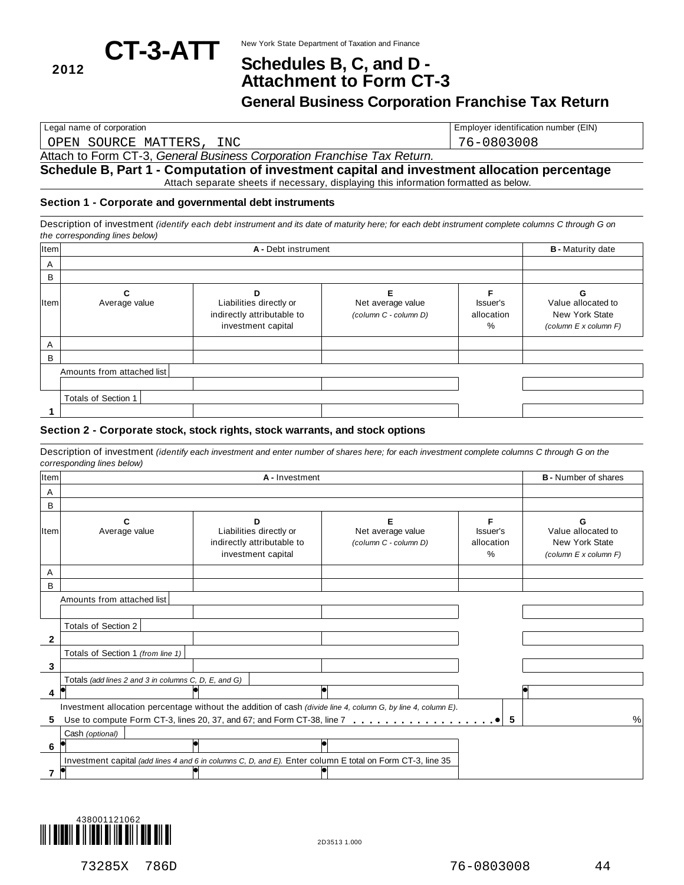**2012** **CT-3-ATT**

New York State Department of Taxation and Finance

# Schedules B, C, and D - Attachment to Form CT-3

## General Business Corporation Franchise Tax Return

| Legal name of corporation | Employer identification number (EIN) |
|---|---|
| OPEN SOURCE MATTERS, INC | 76-0803008 |

Attach to Form CT-3, *General Business Corporation Franchise Tax Return.*

### Schedule B, Part 1 - Computation of investment capital and investment allocation percentage

Attach separate sheets if necessary, displaying this information formatted as below.

#### Section 1 - Corporate and governmental debt instruments

Description of investment *(identify each debt instrument and its date of maturity here; for each debt instrument complete columns C through G on the corresponding lines below)*

| Item | A - Debt instrument | B - Maturity date |
|---|---|---|
| A | | |
| B | | |

| Item | C Average value | D Liabilities directly or indirectly attributable to investment capital | E Net average value *(column C - column D)* | F Issuer's allocation % | G Value allocated to New York State *(column E x column F)* |
|---|---|---|---|---|---|
| A | | | | | |
| B | | | | | |
| Amounts from attached list | | | | | |
| 1 Totals of Section 1 | | | | | |

#### Section 2 - Corporate stock, stock rights, stock warrants, and stock options

Description of investment *(identify each investment and enter number of shares here; for each investment complete columns C through G on the corresponding lines below)*

| Item | A - Investment | B - Number of shares |
|---|---|---|
| A | | |
| B | | |

| Item | C Average value | D Liabilities directly or indirectly attributable to investment capital | E Net average value *(column C - column D)* | F Issuer's allocation % | G Value allocated to New York State *(column E x column F)* |
|---|---|---|---|---|---|
| A | | | | | |
| B | | | | | |
| Amounts from attached list | | | | | |
| 2 Totals of Section 2 | | | | | |
| 3 Totals of Section 1 *(from line 1)* | | | | | |
| 4 Totals *(add lines 2 and 3 in columns C, D, E, and G)* | ● | ● | ● | | ● |

5 Investment allocation percentage without the addition of cash *(divide line 4, column G, by line 4, column E)*. Use to compute Form CT-3, lines 20, 37, and 67; and Form CT-38, line 7 . . . . . . . . . . . . . . . . . . ● **5** %

| Line | C | D | E |
|---|---|---|---|
| 6 Cash *(optional)* | ● | ● | ● |
| 7 Investment capital *(add lines 4 and 6 in columns C, D, and E)*. Enter column E total on Form CT-3, line 35 | ● | ● | ● |

438001121062

2D3513 1.000

73285X 786D 76-0803008 44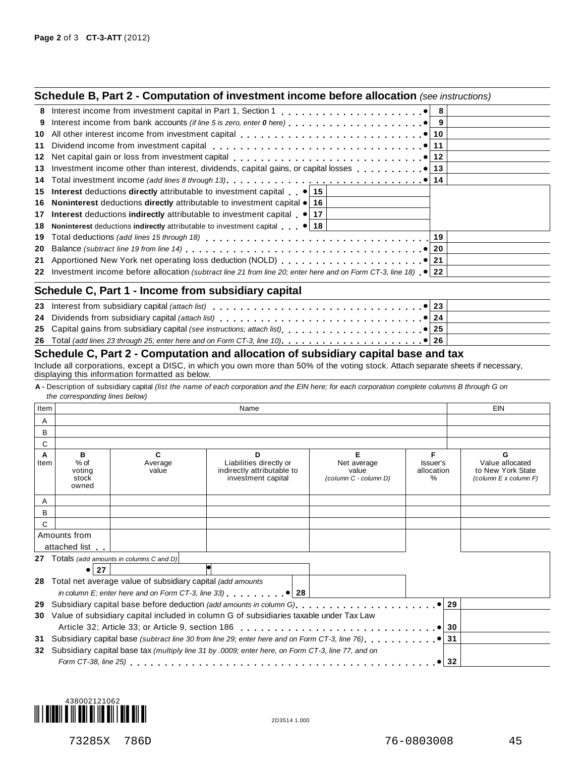## Schedule B, Part 2 - Computation of investment income before allocation *(see instructions)*

| Line | Description | | Line | Amount |
|---|---|---|---|---|
| 8 | Interest income from investment capital in Part 1, Section 1 | | 8 | |
| 9 | Interest income from bank accounts *(if line 5 is zero, enter **0** here)* | | 9 | |
| 10 | All other interest income from investment capital | | 10 | |
| 11 | Dividend income from investment capital | | 11 | |
| 12 | Net capital gain or loss from investment capital | | 12 | |
| 13 | Investment income other than interest, dividends, capital gains, or capital losses | | 13 | |
| 14 | Total investment income *(add lines 8 through 13)* | | 14 | |
| 15 | **Interest** deductions **directly** attributable to investment capital | 15 | | |
| 16 | **Noninterest** deductions **directly** attributable to investment capital | 16 | | |
| 17 | **Interest** deductions **indirectly** attributable to investment capital | 17 | | |
| 18 | **Noninterest** deductions **indirectly** attributable to investment capital | 18 | | |
| 19 | Total deductions *(add lines 15 through 18)* | | 19 | |
| 20 | Balance *(subtract line 19 from line 14)* | | 20 | |
| 21 | Apportioned New York net operating loss deduction (NOLD) | | 21 | |
| 22 | Investment income before allocation *(subtract line 21 from line 20; enter here and on Form CT-3, line 18)* | | 22 | |

## Schedule C, Part 1 - Income from subsidiary capital

| Line | Description | Line | Amount |
|---|---|---|---|
| 23 | Interest from subsidiary capital *(attach list)* | 23 | |
| 24 | Dividends from subsidiary capital *(attach list)* | 24 | |
| 25 | Capital gains from subsidiary capital *(see instructions; attach list)* | 25 | |
| 26 | Total *(add lines 23 through 25; enter here and on Form CT-3, line 10)* | 26 | |

## Schedule C, Part 2 - Computation and allocation of subsidiary capital base and tax

Include all corporations, except a DISC, in which you own more than 50% of the voting stock. Attach separate sheets if necessary, displaying this information formatted as below.

**A -** Description of subsidiary capital *(list the name of each corporation and the EIN here; for each corporation complete columns B through G on the corresponding lines below)*

| Item | Name | EIN |
|---|---|---|
| A | | |
| B | | |
| C | | |

| A Item | B % of voting stock owned | C Average value | D Liabilities directly or indirectly attributable to investment capital | E Net average value *(column C - column D)* | F Issuer's allocation % | G Value allocated to New York State *(column E x column F)* |
|---|---|---|---|---|---|---|
| A | | | | | | |
| B | | | | | | |
| C | | | | | | |
| Amounts from attached list | | | | | | |
| 27 Totals *(add amounts in columns C and D)* 27 | | | | | | |

| Line | Description | Line | Amount |
|---|---|---|---|
| 28 | Total net average value of subsidiary capital *(add amounts in column E; enter here and on Form CT-3, line 33)* | 28 | |
| 29 | Subsidiary capital base before deduction *(add amounts in column G)* | 29 | |
| 30 | Value of subsidiary capital included in column G of subsidiaries taxable under Tax Law Article 32; Article 33; or Article 9, section 186 | 30 | |
| 31 | Subsidiary capital base *(subtract line 30 from line 29; enter here and on Form CT-3, line 76)* | 31 | |
| 32 | Subsidiary capital base tax *(multiply line 31 by .0009; enter here, on Form CT-3, line 77, and on Form CT-38, line 25)* | 32 | |

438002121062

73285X 786D 76-0803008 45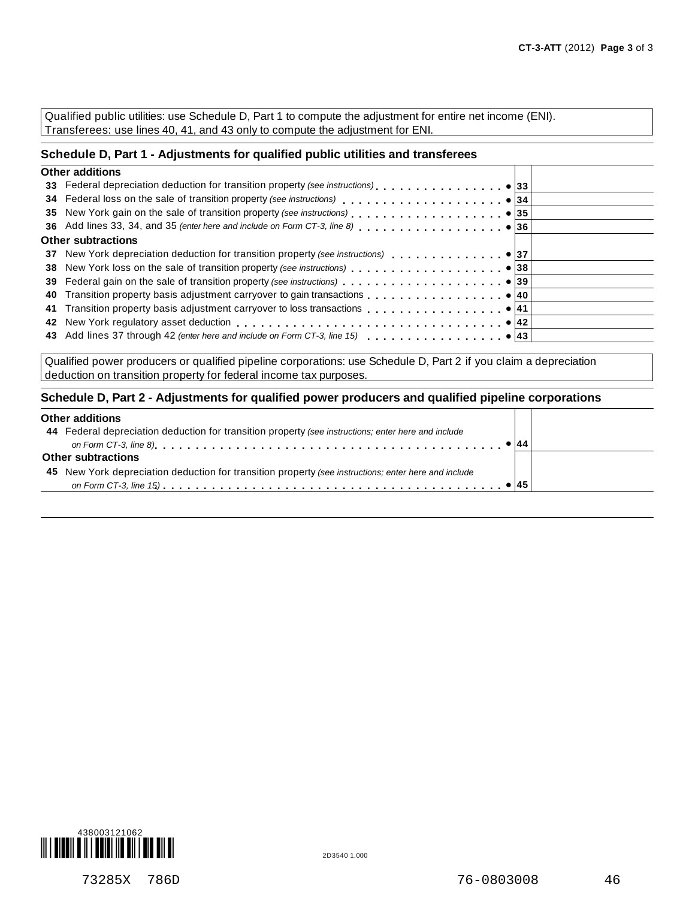Qualified public utilities: use Schedule D, Part 1 to compute the adjustment for entire net income (ENI).
Transferees: use lines 40, 41, and 43 only to compute the adjustment for ENI.

## Schedule D, Part 1 - Adjustments for qualified public utilities and transferees

| | | |
|---|---|---|
| **Other additions** | | |
| **33** Federal depreciation deduction for transition property *(see instructions)* . . . . . . . . . . . . . . . . ● | **33** | |
| **34** Federal loss on the sale of transition property *(see instructions)* . . . . . . . . . . . . . . . . . . . . ● | **34** | |
| **35** New York gain on the sale of transition property *(see instructions)* . . . . . . . . . . . . . . . . . . . ● | **35** | |
| **36** Add lines 33, 34, and 35 *(enter here and include on Form CT-3, line 8)* . . . . . . . . . . . . . . . . . . ● | **36** | |
| **Other subtractions** | | |
| **37** New York depreciation deduction for transition property *(see instructions)* . . . . . . . . . . . . . . ● | **37** | |
| **38** New York loss on the sale of transition property *(see instructions)* . . . . . . . . . . . . . . . . . . . ● | **38** | |
| **39** Federal gain on the sale of transition property *(see instructions)* . . . . . . . . . . . . . . . . . . . . ● | **39** | |
| **40** Transition property basis adjustment carryover to gain transactions . . . . . . . . . . . . . . . . . ● | **40** | |
| **41** Transition property basis adjustment carryover to loss transactions . . . . . . . . . . . . . . . . . ● | **41** | |
| **42** New York regulatory asset deduction . . . . . . . . . . . . . . . . . . . . . . . . . . . . . . . . . ● | **42** | |
| **43** Add lines 37 through 42 *(enter here and include on Form CT-3, line 15)* . . . . . . . . . . . . . . . . ● | **43** | |

Qualified power producers or qualified pipeline corporations: use Schedule D, Part 2 if you claim a depreciation deduction on transition property for federal income tax purposes.

## Schedule D, Part 2 - Adjustments for qualified power producers and qualified pipeline corporations

| | | |
|---|---|---|
| **Other additions** | | |
| **44** Federal depreciation deduction for transition property *(see instructions; enter here and include on Form CT-3, line 8)* . . . . . . . . . . . . . . . . . . . . . . . . . . . . . . . . . . . . . ● | **44** | |
| **Other subtractions** | | |
| **45** New York depreciation deduction for transition property *(see instructions; enter here and include on Form CT-3, line 15)* . . . . . . . . . . . . . . . . . . . . . . . . . . . . . . . . . . . . . ● | **45** | |

438003121062

2D3540 1.000

73285X 786D 76-0803008 46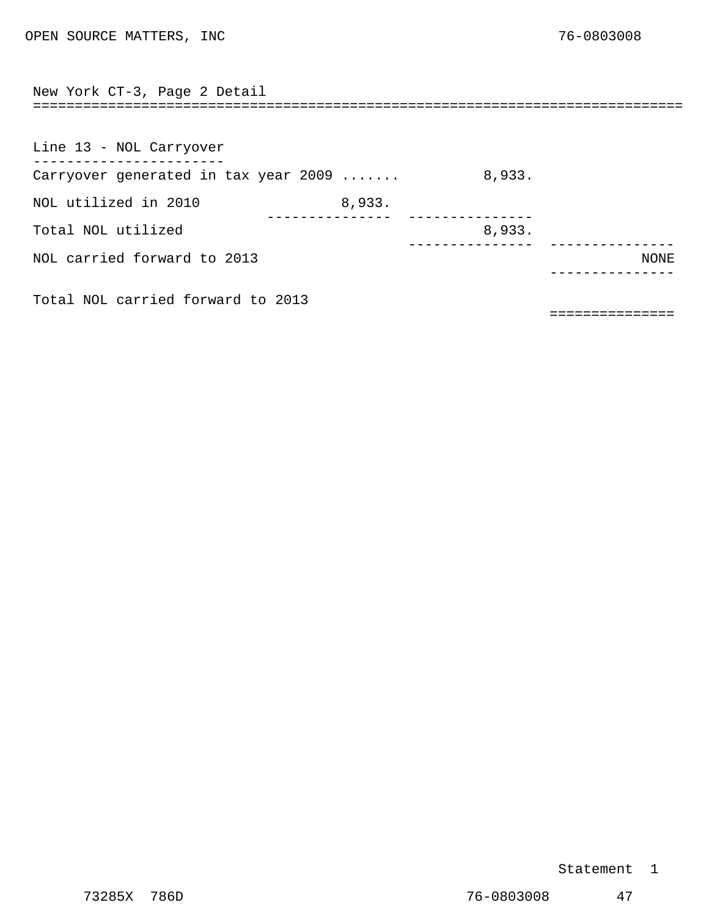OPEN SOURCE MATTERS, INC 76-0803008

## New York CT-3, Page 2 Detail

### Line 13 - NOL Carryover

| Description | | | |
|---|---|---|---|
| Carryover generated in tax year 2009 ....... | | 8,933. | |
| NOL utilized in 2010 | 8,933. | | |
| Total NOL utilized | | 8,933. | |
| NOL carried forward to 2013 | | | NONE |
| Total NOL carried forward to 2013 | | | |

Statement 1

73285X 786D 76-0803008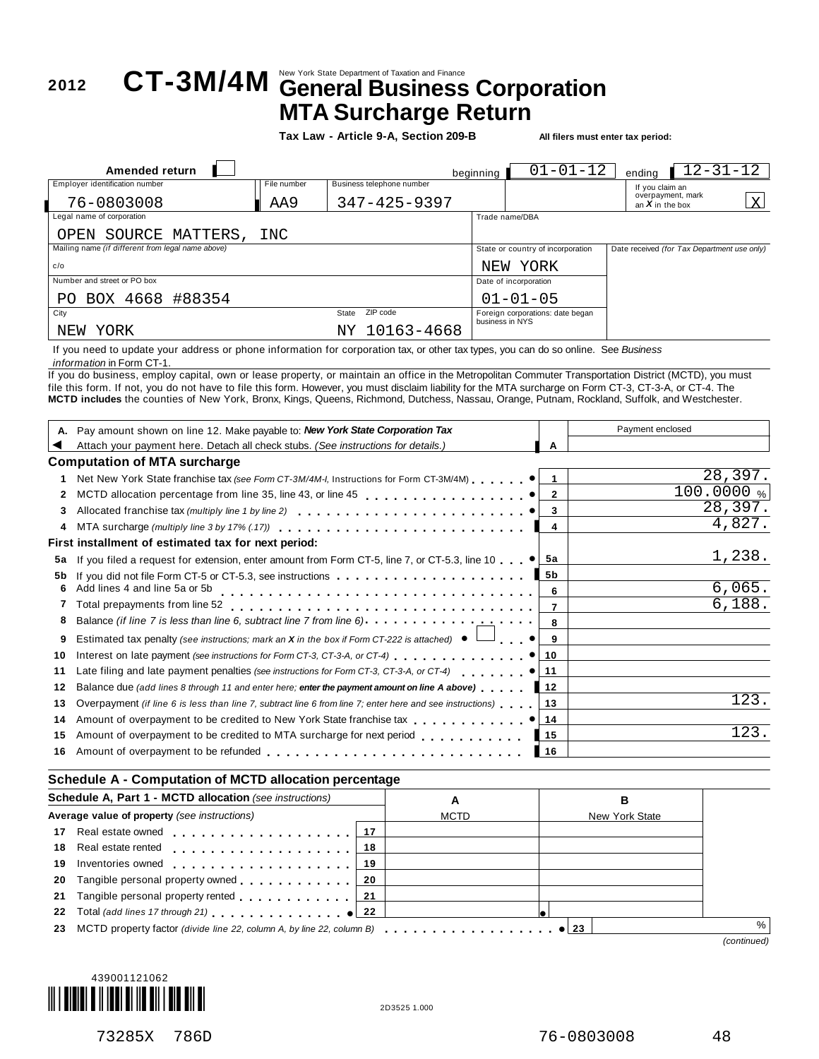**2012** **CT-3M/4M** New York State Department of Taxation and Finance

# General Business Corporation MTA Surcharge Return

**Tax Law - Article 9-A, Section 209-B**

**All filers must enter tax period:**

| | |
|---|---|
| Amended return | ☐ |
| beginning | 01-01-12 |
| ending | 12-31-12 |
| If you claim an overpayment, mark an *X* in the box | X |

| Field | Value |
|---|---|
| Employer identification number | 76-0803008 |
| File number | AA9 |
| Business telephone number | 347-425-9397 |
| Legal name of corporation | OPEN SOURCE MATTERS, INC |
| Trade name/DBA | |
| Mailing name *(if different from legal name above)* | c/o |
| State or country of incorporation | NEW YORK |
| Date received *(for Tax Department use only)* | |
| Number and street or PO box | PO BOX 4668 #88354 |
| Date of incorporation | 01-01-05 |
| City | NEW YORK |
| State | NY |
| ZIP code | 10163-4668 |
| Foreign corporations: date began business in NYS | |

If you need to update your address or phone information for corporation tax, or other tax types, you can do so online. See *Business information* in Form CT-1.

If you do business, employ capital, own or lease property, or maintain an office in the Metropolitan Commuter Transportation District (MCTD), you must file this form. If not, you do not have to file this form. However, you must disclaim liability for the MTA surcharge on Form CT-3, CT-3-A, or CT-4. The **MCTD includes** the counties of New York, Bronx, Kings, Queens, Richmond, Dutchess, Nassau, Orange, Putnam, Rockland, Suffolk, and Westchester.

| | | | |
|---|---|---|---|
| **A.** | Pay amount shown on line 12. Make payable to: ***New York State Corporation Tax*** Attach your payment here. Detach all check stubs. *(See instructions for details.)* | A | Payment enclosed |

### Computation of MTA surcharge

| | | Line | Amount |
|---|---|---|---|
| 1 | Net New York State franchise tax *(see Form CT-3M/4M-I, Instructions for Form CT-3M/4M)* | 1 | 28,397. |
| 2 | MCTD allocation percentage from line 35, line 43, or line 45 | 2 | 100.0000 % |
| 3 | Allocated franchise tax *(multiply line 1 by line 2)* | 3 | 28,397. |
| 4 | MTA surcharge *(multiply line 3 by 17% (.17))* | 4 | 4,827. |
| | **First installment of estimated tax for next period:** | | |
| 5a | If you filed a request for extension, enter amount from Form CT-5, line 7, or CT-5.3, line 10 | 5a | 1,238. |
| 5b | If you did not file Form CT-5 or CT-5.3, see instructions | 5b | |
| 6 | Add lines 4 and line 5a or 5b | 6 | 6,065. |
| 7 | Total prepayments from line 52 | 7 | 6,188. |
| 8 | Balance *(if line 7 is less than line 6, subtract line 7 from line 6)* | 8 | |
| 9 | Estimated tax penalty *(see instructions; mark an X in the box if Form CT-222 is attached)* ☐ | 9 | |
| 10 | Interest on late payment *(see instructions for Form CT-3, CT-3-A, or CT-4)* | 10 | |
| 11 | Late filing and late payment penalties *(see instructions for Form CT-3, CT-3-A, or CT-4)* | 11 | |
| 12 | Balance due *(add lines 8 through 11 and enter here; **enter the payment amount on line A above**)* | 12 | |
| 13 | Overpayment *(if line 6 is less than line 7, subtract line 6 from line 7; enter here and see instructions)* | 13 | 123. |
| 14 | Amount of overpayment to be credited to New York State franchise tax | 14 | |
| 15 | Amount of overpayment to be credited to MTA surcharge for next period | 15 | 123. |
| 16 | Amount of overpayment to be refunded | 16 | |

### Schedule A - Computation of MCTD allocation percentage

| **Schedule A, Part 1 - MCTD allocation** *(see instructions)* | | A | B |
|---|---|---|---|
| **Average value of property** *(see instructions)* | | MCTD | New York State |
| 17 Real estate owned | 17 | | |
| 18 Real estate rented | 18 | | |
| 19 Inventories owned | 19 | | |
| 20 Tangible personal property owned | 20 | | |
| 21 Tangible personal property rented | 21 | | |
| 22 Total *(add lines 17 through 21)* | 22 | | |
| 23 MCTD property factor *(divide line 22, column A, by line 22, column B)* | 23 | | % |

*(continued)*

439001121062

2D3525 1.000

73285X 786D 76-0803008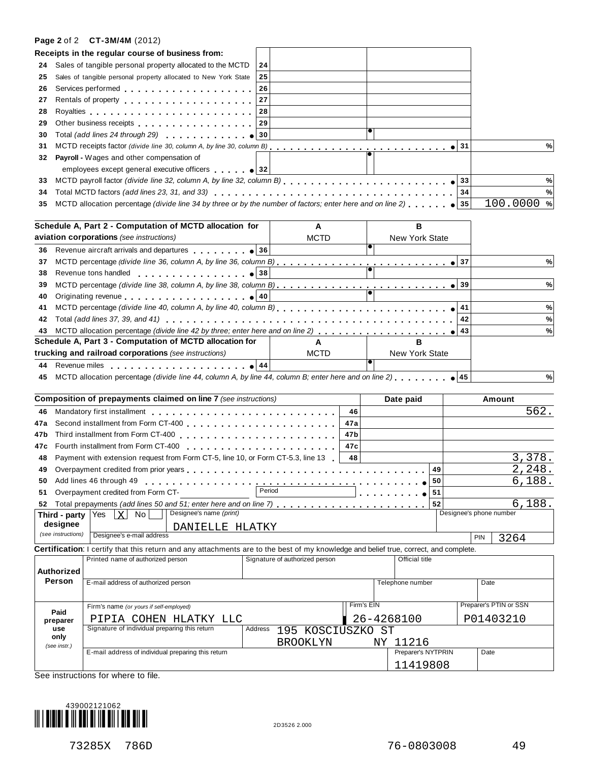**Page 2** of 2 **CT-3M/4M** (2012)

| Receipts in the regular course of business from: | | | |
|---|---|---|---|
| 24 Sales of tangible personal property allocated to the MCTD | 24 | | |
| 25 Sales of tangible personal property allocated to New York State | 25 | | |
| 26 Services performed | 26 | | |
| 27 Rentals of property | 27 | | |
| 28 Royalties | 28 | | |
| 29 Other business receipts | 29 | | |
| 30 Total *(add lines 24 through 29)* | 30 | | |
| 31 MCTD receipts factor *(divide line 30, column A, by line 30, column B)* | 31 | | % |
| 32 **Payroll -** Wages and other compensation of employees except general executive officers | 32 | | |
| 33 MCTD payroll factor *(divide line 32, column A, by line 32, column B)* | 33 | | % |
| 34 Total MCTD factors *(add lines 23, 31, and 33)* | 34 | | % |
| 35 MCTD allocation percentage *(divide line 34 by three or by the number of factors; enter here and on line 2)* | 35 | | 100.0000 % |

| Schedule A, Part 2 - Computation of MCTD allocation for aviation corporations *(see instructions)* | | A MCTD | B New York State | |
|---|---|---|---|---|
| 36 Revenue aircraft arrivals and departures | 36 | | | |
| 37 MCTD percentage *(divide line 36, column A, by line 36, column B)* | 37 | | | % |
| 38 Revenue tons handled | 38 | | | |
| 39 MCTD percentage *(divide line 38, column A, by line 38, column B)* | 39 | | | % |
| 40 Originating revenue | 40 | | | |
| 41 MCTD percentage *(divide line 40, column A, by line 40, column B)* | 41 | | | % |
| 42 Total *(add lines 37, 39, and 41)* | 42 | | | % |
| 43 MCTD allocation percentage *(divide line 42 by three; enter here and on line 2)* | 43 | | | % |

| Schedule A, Part 3 - Computation of MCTD allocation for trucking and railroad corporations *(see instructions)* | | A MCTD | B New York State | |
|---|---|---|---|---|
| 44 Revenue miles | 44 | | | |
| 45 MCTD allocation percentage *(divide line 44, column A, by line 44, column B; enter here and on line 2)* | 45 | | | % |

| Composition of prepayments claimed on line 7 *(see instructions)* | | Date paid | Amount |
|---|---|---|---|
| 46 Mandatory first installment | 46 | | 562. |
| 47a Second installment from Form CT-400 | 47a | | |
| 47b Third installment from Form CT-400 | 47b | | |
| 47c Fourth installment from Form CT-400 | 47c | | |
| 48 Payment with extension request from Form CT-5, line 10, or Form CT-5.3, line 13 | 48 | | 3,378. |
| 49 Overpayment credited from prior years | 49 | | 2,248. |
| 50 Add lines 46 through 49 | 50 | | 6,188. |
| 51 Overpayment credited from Form CT- Period | 51 | | |
| 52 Total prepayments *(add lines 50 and 51; enter here and on line 7)* | 52 | | 6,188. |

**Third - party designee** *(see instructions)* Yes [X] No [ ]
Designee's name *(print)*: DANIELLE HLATKY
Designee's phone number:
Designee's e-mail address:
PIN: 3264

**Certification**: I certify that this return and any attachments are to the best of my knowledge and belief true, correct, and complete.

| **Authorized Person** | Printed name of authorized person | Signature of authorized person | Official title | |
|---|---|---|---|---|
| | E-mail address of authorized person | | Telephone number | Date |

| **Paid preparer use only** *(see instr.)* | Firm's name *(or yours if self-employed)*: PIPIA COHEN HLATKY LLC | Firm's EIN: 26-4268100 | Preparer's PTIN or SSN: P01403210 |
|---|---|---|---|
| | Signature of individual preparing this return | Address: 195 KOSCIUSZKO ST BROOKLYN NY 11216 | |
| | E-mail address of individual preparing this return | Preparer's NYTPRIN: 11419808 | Date |

See instructions for where to file.

439002121062

2D3526 2.000

73285X 786D 76-0803008 49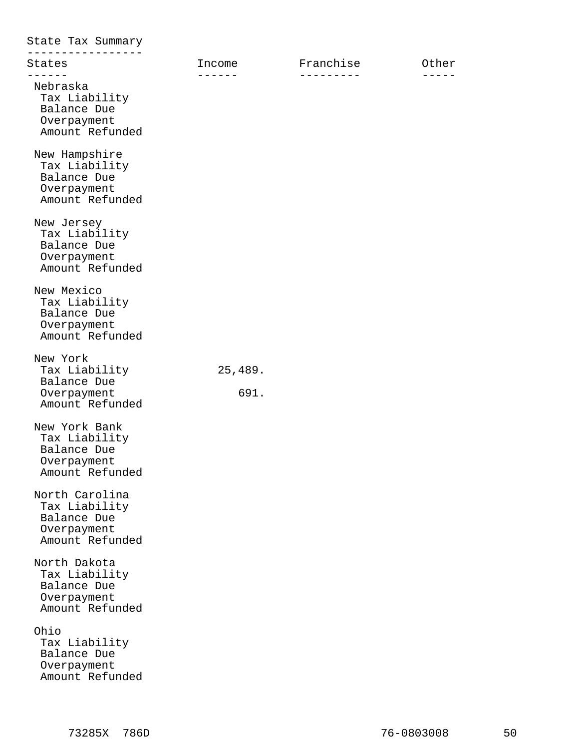## State Tax Summary

| States | Income | Franchise | Other |
| --- | --- | --- | --- |
| **Nebraska** | | | |
| Tax Liability | | | |
| Balance Due | | | |
| Overpayment | | | |
| Amount Refunded | | | |
| **New Hampshire** | | | |
| Tax Liability | | | |
| Balance Due | | | |
| Overpayment | | | |
| Amount Refunded | | | |
| **New Jersey** | | | |
| Tax Liability | | | |
| Balance Due | | | |
| Overpayment | | | |
| Amount Refunded | | | |
| **New Mexico** | | | |
| Tax Liability | | | |
| Balance Due | | | |
| Overpayment | | | |
| Amount Refunded | | | |
| **New York** | | | |
| Tax Liability | 25,489. | | |
| Balance Due | | | |
| Overpayment | 691. | | |
| Amount Refunded | | | |
| **New York Bank** | | | |
| Tax Liability | | | |
| Balance Due | | | |
| Overpayment | | | |
| Amount Refunded | | | |
| **North Carolina** | | | |
| Tax Liability | | | |
| Balance Due | | | |
| Overpayment | | | |
| Amount Refunded | | | |
| **North Dakota** | | | |
| Tax Liability | | | |
| Balance Due | | | |
| Overpayment | | | |
| Amount Refunded | | | |
| **Ohio** | | | |
| Tax Liability | | | |
| Balance Due | | | |
| Overpayment | | | |
| Amount Refunded | | | |

73285X 786D 76-0803008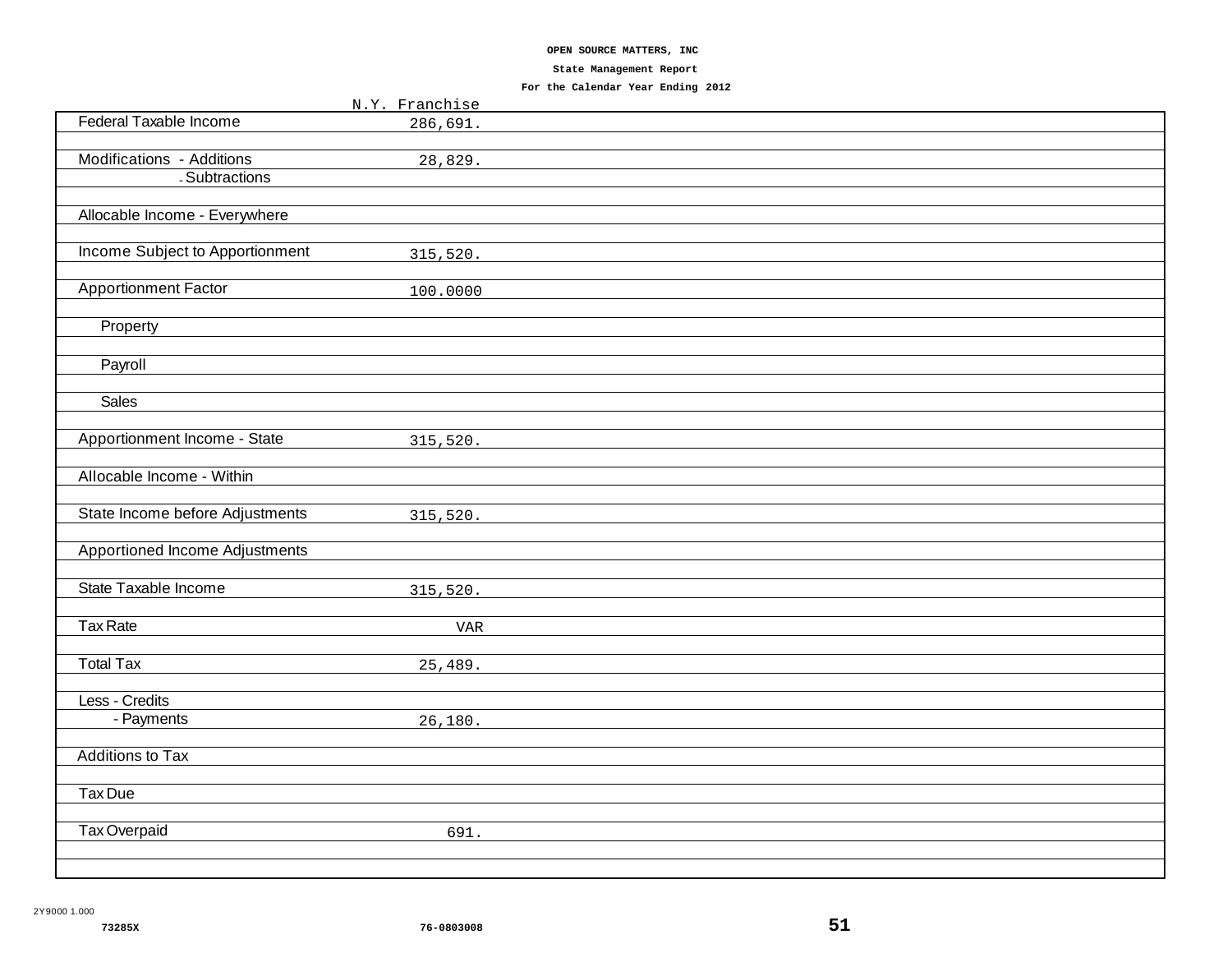**OPEN SOURCE MATTERS, INC**

**State Management Report**

**For the Calendar Year Ending 2012**

| | N.Y. Franchise |
|---|---|
| Federal Taxable Income | 286,691. |
| Modifications - Additions | 28,829. |
| - Subtractions | |
| Allocable Income - Everywhere | |
| Income Subject to Apportionment | 315,520. |
| Apportionment Factor | 100.0000 |
| Property | |
| Payroll | |
| Sales | |
| Apportionment Income - State | 315,520. |
| Allocable Income - Within | |
| State Income before Adjustments | 315,520. |
| Apportioned Income Adjustments | |
| State Taxable Income | 315,520. |
| Tax Rate | VAR |
| Total Tax | 25,489. |
| Less - Credits | |
| - Payments | 26,180. |
| Additions to Tax | |
| Tax Due | |
| Tax Overpaid | 691. |

2Y9000 1.000

73285X 76-0803008